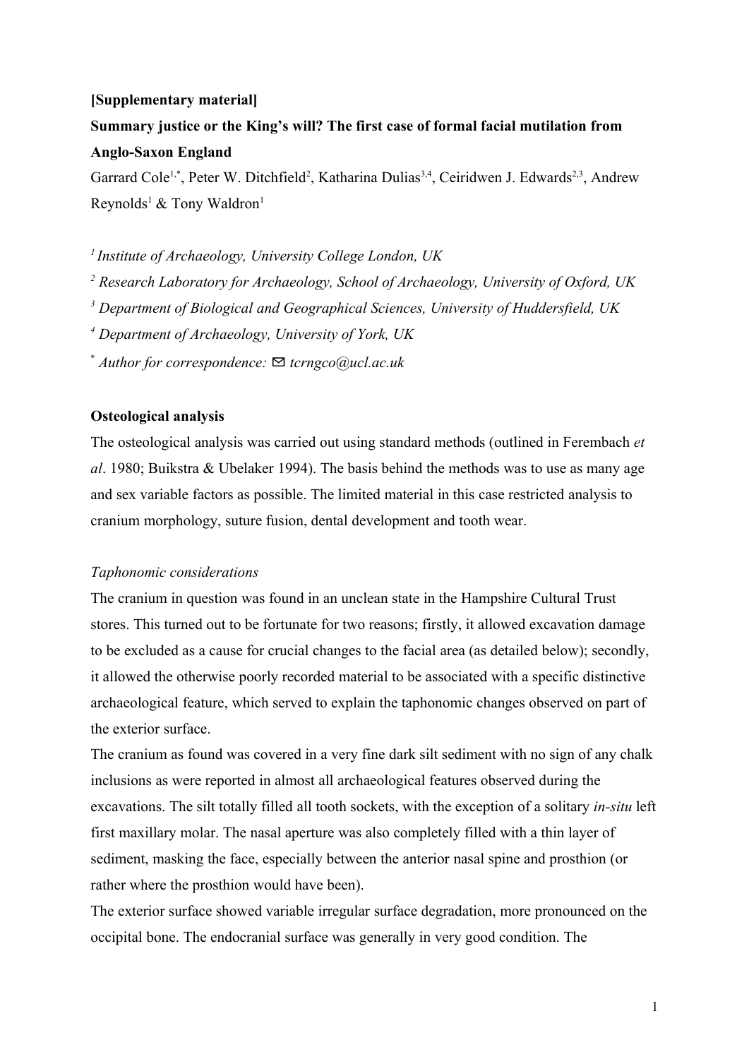**[Supplementary material]**

# Summary justice or the King's will? The first case of formal facial mutilation from Anglo-Saxon England

Garrard Cole[1,*], Peter W. Ditchfield[2], Katharina Dulias[3,4], Ceiridwen J. Edwards[2,3], Andrew Reynolds[1] & Tony Waldron[1]

[1] *Institute of Archaeology, University College London, UK*

[2] *Research Laboratory for Archaeology, School of Archaeology, University of Oxford, UK*

[3] *Department of Biological and Geographical Sciences, University of Huddersfield, UK*

[4] *Department of Archaeology, University of York, UK*

[*] *Author for correspondence:* ✉ *tcrngco@ucl.ac.uk*

## Osteological analysis

The osteological analysis was carried out using standard methods (outlined in Ferembach *et al*. 1980; Buikstra & Ubelaker 1994). The basis behind the methods was to use as many age and sex variable factors as possible. The limited material in this case restricted analysis to cranium morphology, suture fusion, dental development and tooth wear.

### *Taphonomic considerations*

The cranium in question was found in an unclean state in the Hampshire Cultural Trust stores. This turned out to be fortunate for two reasons; firstly, it allowed excavation damage to be excluded as a cause for crucial changes to the facial area (as detailed below); secondly, it allowed the otherwise poorly recorded material to be associated with a specific distinctive archaeological feature, which served to explain the taphonomic changes observed on part of the exterior surface.

The cranium as found was covered in a very fine dark silt sediment with no sign of any chalk inclusions as were reported in almost all archaeological features observed during the excavations. The silt totally filled all tooth sockets, with the exception of a solitary *in-situ* left first maxillary molar. The nasal aperture was also completely filled with a thin layer of sediment, masking the face, especially between the anterior nasal spine and prosthion (or rather where the prosthion would have been).

The exterior surface showed variable irregular surface degradation, more pronounced on the occipital bone. The endocranial surface was generally in very good condition. The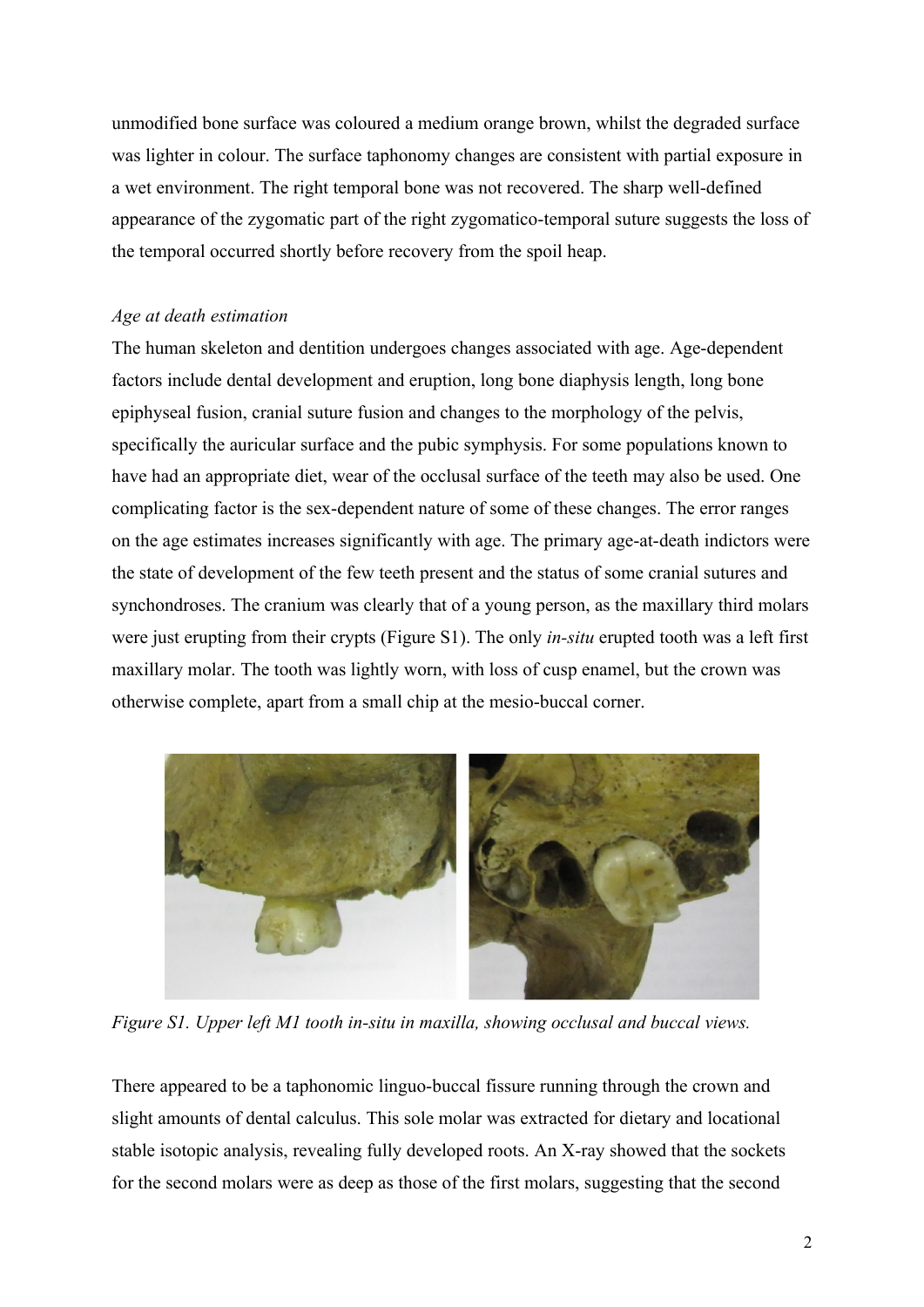unmodified bone surface was coloured a medium orange brown, whilst the degraded surface was lighter in colour. The surface taphonomy changes are consistent with partial exposure in a wet environment. The right temporal bone was not recovered. The sharp well-defined appearance of the zygomatic part of the right zygomatico-temporal suture suggests the loss of the temporal occurred shortly before recovery from the spoil heap.

*Age at death estimation*

The human skeleton and dentition undergoes changes associated with age. Age-dependent factors include dental development and eruption, long bone diaphysis length, long bone epiphyseal fusion, cranial suture fusion and changes to the morphology of the pelvis, specifically the auricular surface and the pubic symphysis. For some populations known to have had an appropriate diet, wear of the occlusal surface of the teeth may also be used. One complicating factor is the sex-dependent nature of some of these changes. The error ranges on the age estimates increases significantly with age. The primary age-at-death indictors were the state of development of the few teeth present and the status of some cranial sutures and synchondroses. The cranium was clearly that of a young person, as the maxillary third molars were just erupting from their crypts (Figure S1). The only *in-situ* erupted tooth was a left first maxillary molar. The tooth was lightly worn, with loss of cusp enamel, but the crown was otherwise complete, apart from a small chip at the mesio-buccal corner.

*Figure S1. Upper left M1 tooth in-situ in maxilla, showing occlusal and buccal views.*

There appeared to be a taphonomic linguo-buccal fissure running through the crown and slight amounts of dental calculus. This sole molar was extracted for dietary and locational stable isotopic analysis, revealing fully developed roots. An X-ray showed that the sockets for the second molars were as deep as those of the first molars, suggesting that the second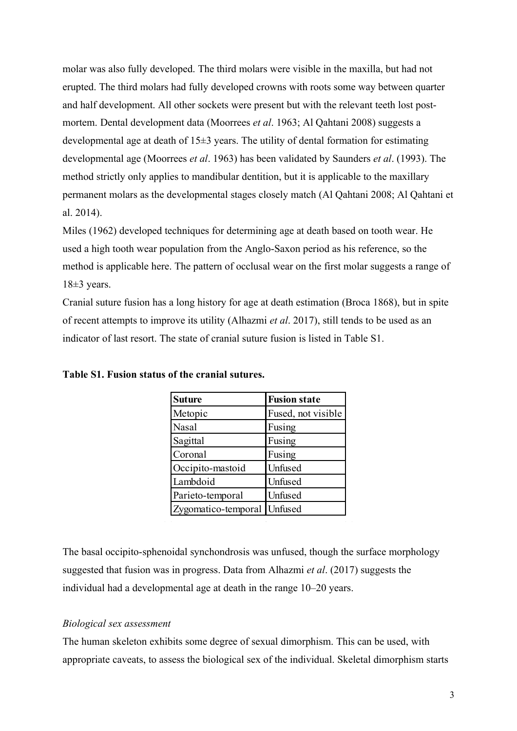molar was also fully developed. The third molars were visible in the maxilla, but had not erupted. The third molars had fully developed crowns with roots some way between quarter and half development. All other sockets were present but with the relevant teeth lost post-mortem. Dental development data (Moorrees *et al*. 1963; Al Qahtani 2008) suggests a developmental age at death of 15±3 years. The utility of dental formation for estimating developmental age (Moorrees *et al*. 1963) has been validated by Saunders *et al*. (1993). The method strictly only applies to mandibular dentition, but it is applicable to the maxillary permanent molars as the developmental stages closely match (Al Qahtani 2008; Al Qahtani et al. 2014).

Miles (1962) developed techniques for determining age at death based on tooth wear. He used a high tooth wear population from the Anglo-Saxon period as his reference, so the method is applicable here. The pattern of occlusal wear on the first molar suggests a range of 18±3 years.

Cranial suture fusion has a long history for age at death estimation (Broca 1868), but in spite of recent attempts to improve its utility (Alhazmi *et al*. 2017), still tends to be used as an indicator of last resort. The state of cranial suture fusion is listed in Table S1.

**Table S1. Fusion status of the cranial sutures.**

| Suture | Fusion state |
|---|---|
| Metopic | Fused, not visible |
| Nasal | Fusing |
| Sagittal | Fusing |
| Coronal | Fusing |
| Occipito-mastoid | Unfused |
| Lambdoid | Unfused |
| Parieto-temporal | Unfused |
| Zygomatico-temporal | Unfused |

The basal occipito-sphenoidal synchondrosis was unfused, though the surface morphology suggested that fusion was in progress. Data from Alhazmi *et al*. (2017) suggests the individual had a developmental age at death in the range 10–20 years.

*Biological sex assessment*

The human skeleton exhibits some degree of sexual dimorphism. This can be used, with appropriate caveats, to assess the biological sex of the individual. Skeletal dimorphism starts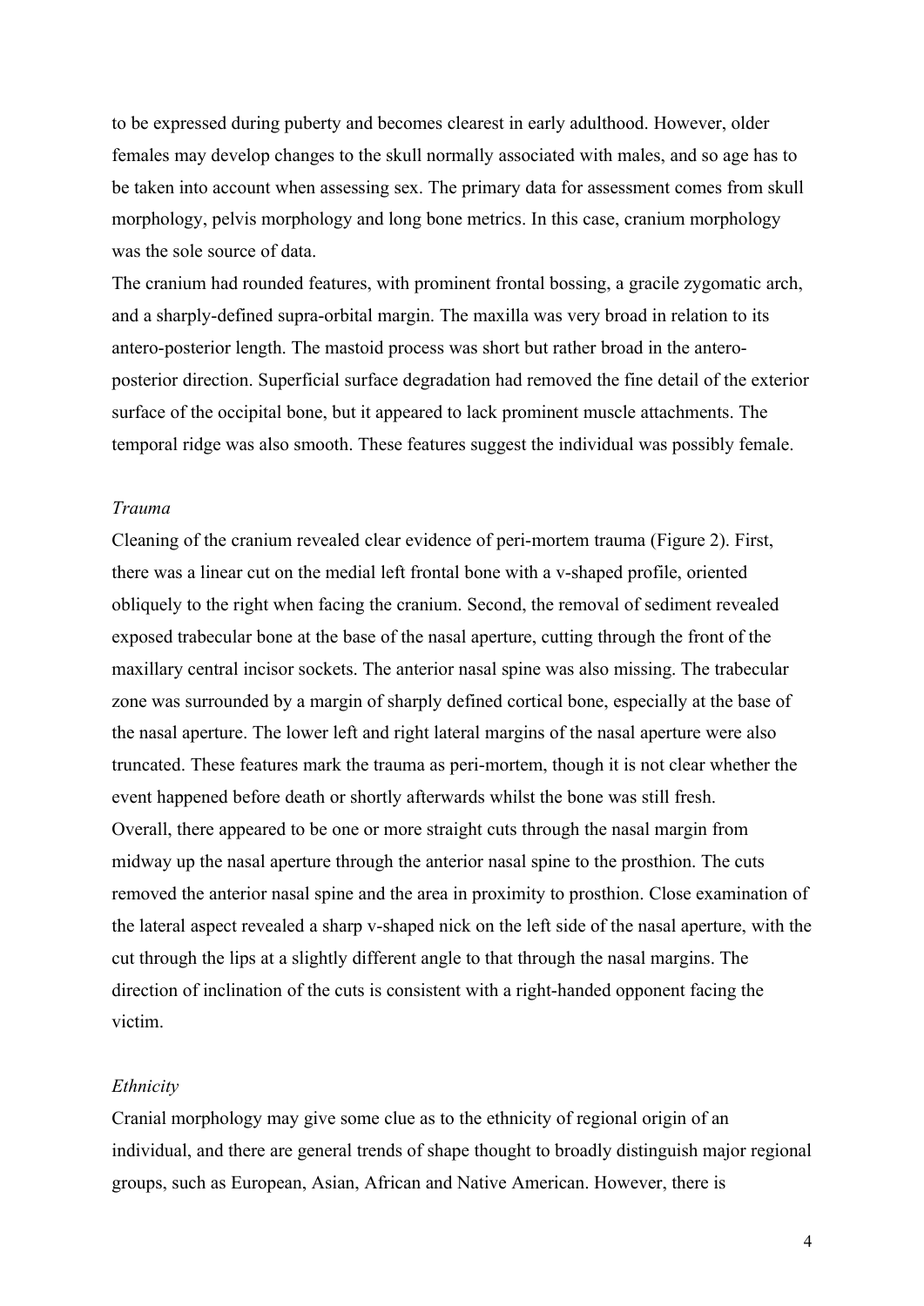to be expressed during puberty and becomes clearest in early adulthood. However, older females may develop changes to the skull normally associated with males, and so age has to be taken into account when assessing sex. The primary data for assessment comes from skull morphology, pelvis morphology and long bone metrics. In this case, cranium morphology was the sole source of data.

The cranium had rounded features, with prominent frontal bossing, a gracile zygomatic arch, and a sharply-defined supra-orbital margin. The maxilla was very broad in relation to its antero-posterior length. The mastoid process was short but rather broad in the antero-posterior direction. Superficial surface degradation had removed the fine detail of the exterior surface of the occipital bone, but it appeared to lack prominent muscle attachments. The temporal ridge was also smooth. These features suggest the individual was possibly female.

### *Trauma*

Cleaning of the cranium revealed clear evidence of peri-mortem trauma (Figure 2). First, there was a linear cut on the medial left frontal bone with a v-shaped profile, oriented obliquely to the right when facing the cranium. Second, the removal of sediment revealed exposed trabecular bone at the base of the nasal aperture, cutting through the front of the maxillary central incisor sockets. The anterior nasal spine was also missing. The trabecular zone was surrounded by a margin of sharply defined cortical bone, especially at the base of the nasal aperture. The lower left and right lateral margins of the nasal aperture were also truncated. These features mark the trauma as peri-mortem, though it is not clear whether the event happened before death or shortly afterwards whilst the bone was still fresh.

Overall, there appeared to be one or more straight cuts through the nasal margin from midway up the nasal aperture through the anterior nasal spine to the prosthion. The cuts removed the anterior nasal spine and the area in proximity to prosthion. Close examination of the lateral aspect revealed a sharp v-shaped nick on the left side of the nasal aperture, with the cut through the lips at a slightly different angle to that through the nasal margins. The direction of inclination of the cuts is consistent with a right-handed opponent facing the victim.

### *Ethnicity*

Cranial morphology may give some clue as to the ethnicity of regional origin of an individual, and there are general trends of shape thought to broadly distinguish major regional groups, such as European, Asian, African and Native American. However, there is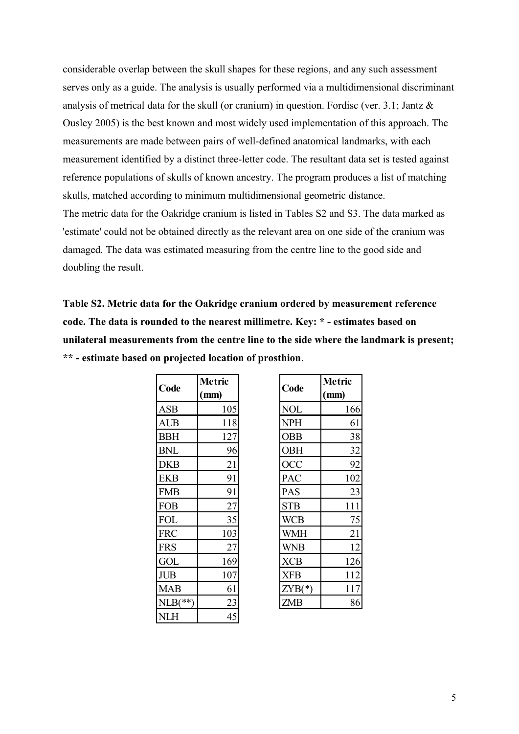considerable overlap between the skull shapes for these regions, and any such assessment serves only as a guide. The analysis is usually performed via a multidimensional discriminant analysis of metrical data for the skull (or cranium) in question. Fordisc (ver. 3.1; Jantz & Ousley 2005) is the best known and most widely used implementation of this approach. The measurements are made between pairs of well-defined anatomical landmarks, with each measurement identified by a distinct three-letter code. The resultant data set is tested against reference populations of skulls of known ancestry. The program produces a list of matching skulls, matched according to minimum multidimensional geometric distance.

The metric data for the Oakridge cranium is listed in Tables S2 and S3. The data marked as 'estimate' could not be obtained directly as the relevant area on one side of the cranium was damaged. The data was estimated measuring from the centre line to the good side and doubling the result.

**Table S2. Metric data for the Oakridge cranium ordered by measurement reference code. The data is rounded to the nearest millimetre. Key: * - estimates based on unilateral measurements from the centre line to the side where the landmark is present; ** - estimate based on projected location of prosthion**.

| Code | Metric (mm) |
|---|---|
| ASB | 105 |
| AUB | 118 |
| BBH | 127 |
| BNL | 96 |
| DKB | 21 |
| EKB | 91 |
| FMB | 91 |
| FOB | 27 |
| FOL | 35 |
| FRC | 103 |
| FRS | 27 |
| GOL | 169 |
| JUB | 107 |
| MAB | 61 |
| NLB(**) | 23 |
| NLH | 45 |

| Code | Metric (mm) |
|---|---|
| NOL | 166 |
| NPH | 61 |
| OBB | 38 |
| OBH | 32 |
| OCC | 92 |
| PAC | 102 |
| PAS | 23 |
| STB | 111 |
| WCB | 75 |
| WMH | 21 |
| WNB | 12 |
| XCB | 126 |
| XFB | 112 |
| ZYB(*) | 117 |
| ZMB | 86 |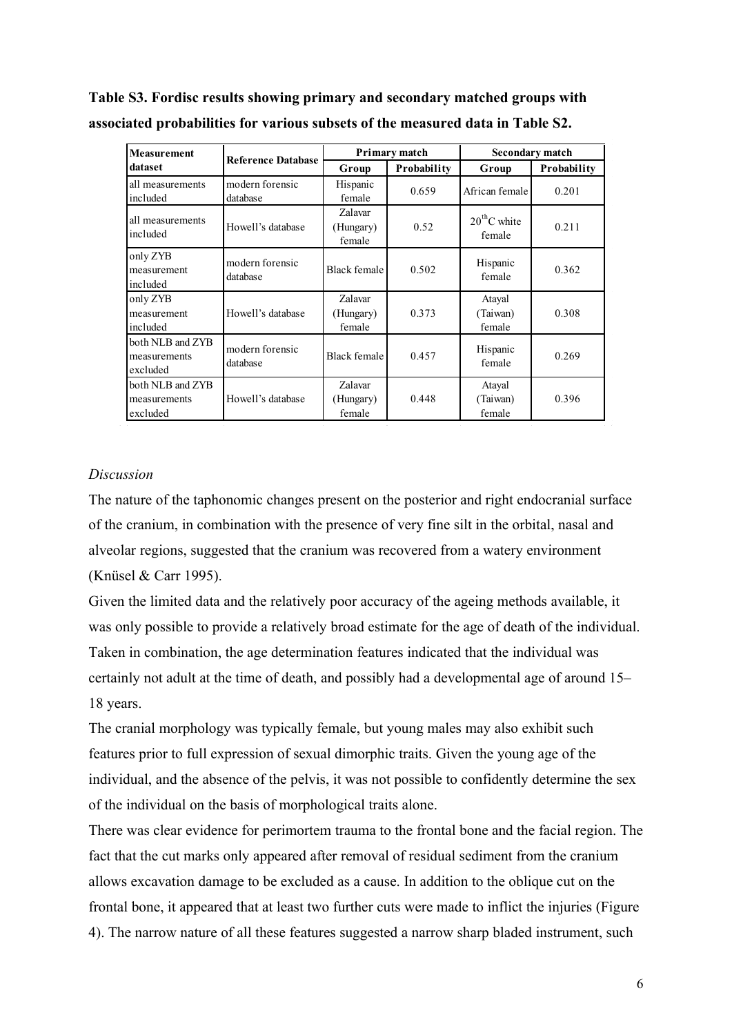**Table S3. Fordisc results showing primary and secondary matched groups with associated probabilities for various subsets of the measured data in Table S2.**

| Measurement dataset | Reference Database | Primary match | | Secondary match | |
|---|---|---|---|---|---|
| | | Group | Probability | Group | Probability |
| all measurements included | modern forensic database | Hispanic female | 0.659 | African female | 0.201 |
| all measurements included | Howell's database | Zalavar (Hungary) female | 0.52 | 20$^{th}$C white female | 0.211 |
| only ZYB measurement included | modern forensic database | Black female | 0.502 | Hispanic female | 0.362 |
| only ZYB measurement included | Howell's database | Zalavar (Hungary) female | 0.373 | Atayal (Taiwan) female | 0.308 |
| both NLB and ZYB measurements excluded | modern forensic database | Black female | 0.457 | Hispanic female | 0.269 |
| both NLB and ZYB measurements excluded | Howell's database | Zalavar (Hungary) female | 0.448 | Atayal (Taiwan) female | 0.396 |

*Discussion*

The nature of the taphonomic changes present on the posterior and right endocranial surface of the cranium, in combination with the presence of very fine silt in the orbital, nasal and alveolar regions, suggested that the cranium was recovered from a watery environment (Knüsel & Carr 1995).

Given the limited data and the relatively poor accuracy of the ageing methods available, it was only possible to provide a relatively broad estimate for the age of death of the individual. Taken in combination, the age determination features indicated that the individual was certainly not adult at the time of death, and possibly had a developmental age of around 15–18 years.

The cranial morphology was typically female, but young males may also exhibit such features prior to full expression of sexual dimorphic traits. Given the young age of the individual, and the absence of the pelvis, it was not possible to confidently determine the sex of the individual on the basis of morphological traits alone.

There was clear evidence for perimortem trauma to the frontal bone and the facial region. The fact that the cut marks only appeared after removal of residual sediment from the cranium allows excavation damage to be excluded as a cause. In addition to the oblique cut on the frontal bone, it appeared that at least two further cuts were made to inflict the injuries (Figure 4). The narrow nature of all these features suggested a narrow sharp bladed instrument, such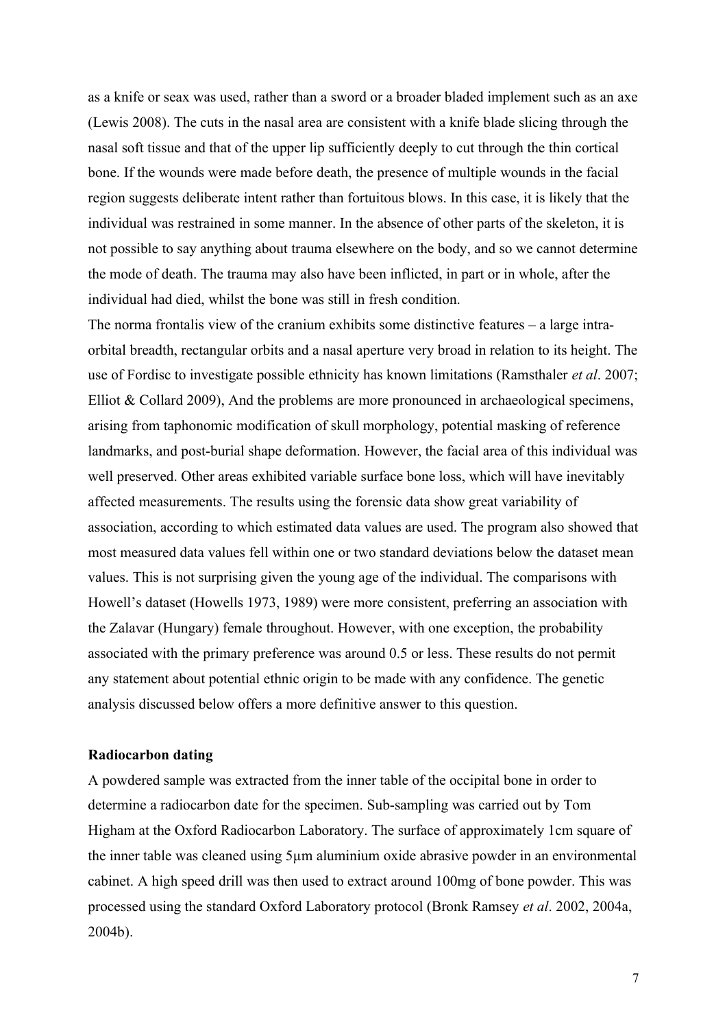as a knife or seax was used, rather than a sword or a broader bladed implement such as an axe (Lewis 2008). The cuts in the nasal area are consistent with a knife blade slicing through the nasal soft tissue and that of the upper lip sufficiently deeply to cut through the thin cortical bone. If the wounds were made before death, the presence of multiple wounds in the facial region suggests deliberate intent rather than fortuitous blows. In this case, it is likely that the individual was restrained in some manner. In the absence of other parts of the skeleton, it is not possible to say anything about trauma elsewhere on the body, and so we cannot determine the mode of death. The trauma may also have been inflicted, in part or in whole, after the individual had died, whilst the bone was still in fresh condition.

The norma frontalis view of the cranium exhibits some distinctive features – a large intra-orbital breadth, rectangular orbits and a nasal aperture very broad in relation to its height. The use of Fordisc to investigate possible ethnicity has known limitations (Ramsthaler *et al*. 2007; Elliot & Collard 2009), And the problems are more pronounced in archaeological specimens, arising from taphonomic modification of skull morphology, potential masking of reference landmarks, and post-burial shape deformation. However, the facial area of this individual was well preserved. Other areas exhibited variable surface bone loss, which will have inevitably affected measurements. The results using the forensic data show great variability of association, according to which estimated data values are used. The program also showed that most measured data values fell within one or two standard deviations below the dataset mean values. This is not surprising given the young age of the individual. The comparisons with Howell's dataset (Howells 1973, 1989) were more consistent, preferring an association with the Zalavar (Hungary) female throughout. However, with one exception, the probability associated with the primary preference was around 0.5 or less. These results do not permit any statement about potential ethnic origin to be made with any confidence. The genetic analysis discussed below offers a more definitive answer to this question.

**Radiocarbon dating**

A powdered sample was extracted from the inner table of the occipital bone in order to determine a radiocarbon date for the specimen. Sub-sampling was carried out by Tom Higham at the Oxford Radiocarbon Laboratory. The surface of approximately 1cm square of the inner table was cleaned using 5µm aluminium oxide abrasive powder in an environmental cabinet. A high speed drill was then used to extract around 100mg of bone powder. This was processed using the standard Oxford Laboratory protocol (Bronk Ramsey *et al*. 2002, 2004a, 2004b).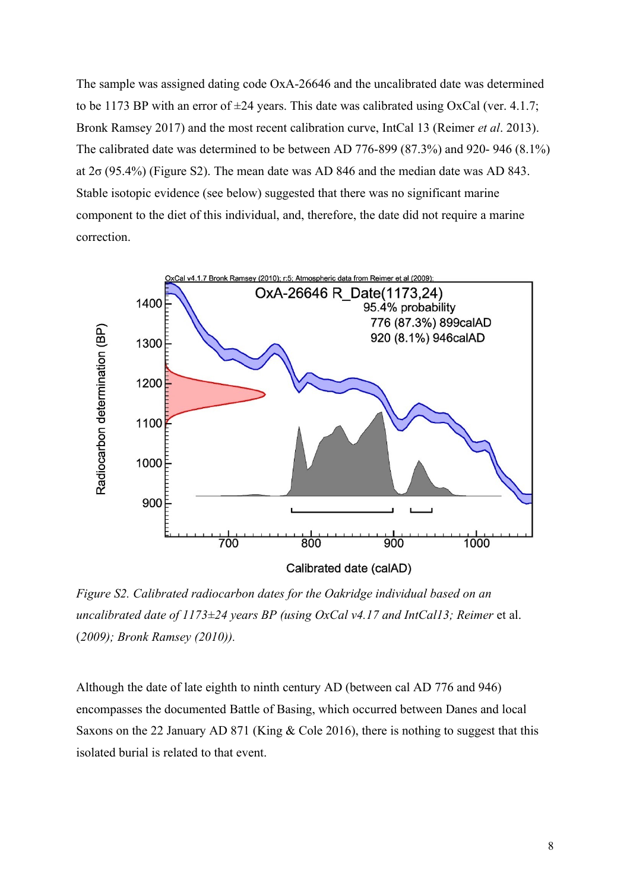The sample was assigned dating code OxA-26646 and the uncalibrated date was determined to be 1173 BP with an error of ±24 years. This date was calibrated using OxCal (ver. 4.1.7; Bronk Ramsey 2017) and the most recent calibration curve, IntCal 13 (Reimer *et al*. 2013). The calibrated date was determined to be between AD 776-899 (87.3%) and 920- 946 (8.1%) at 2σ (95.4%) (Figure S2). The mean date was AD 846 and the median date was AD 843. Stable isotopic evidence (see below) suggested that there was no significant marine component to the diet of this individual, and, therefore, the date did not require a marine correction.

*Figure S2. Calibrated radiocarbon dates for the Oakridge individual based on an uncalibrated date of 1173±24 years BP (using OxCal v4.17 and IntCal13; Reimer* et al. *(2009); Bronk Ramsey (2010)).*

Although the date of late eighth to ninth century AD (between cal AD 776 and 946) encompasses the documented Battle of Basing, which occurred between Danes and local Saxons on the 22 January AD 871 (King & Cole 2016), there is nothing to suggest that this isolated burial is related to that event.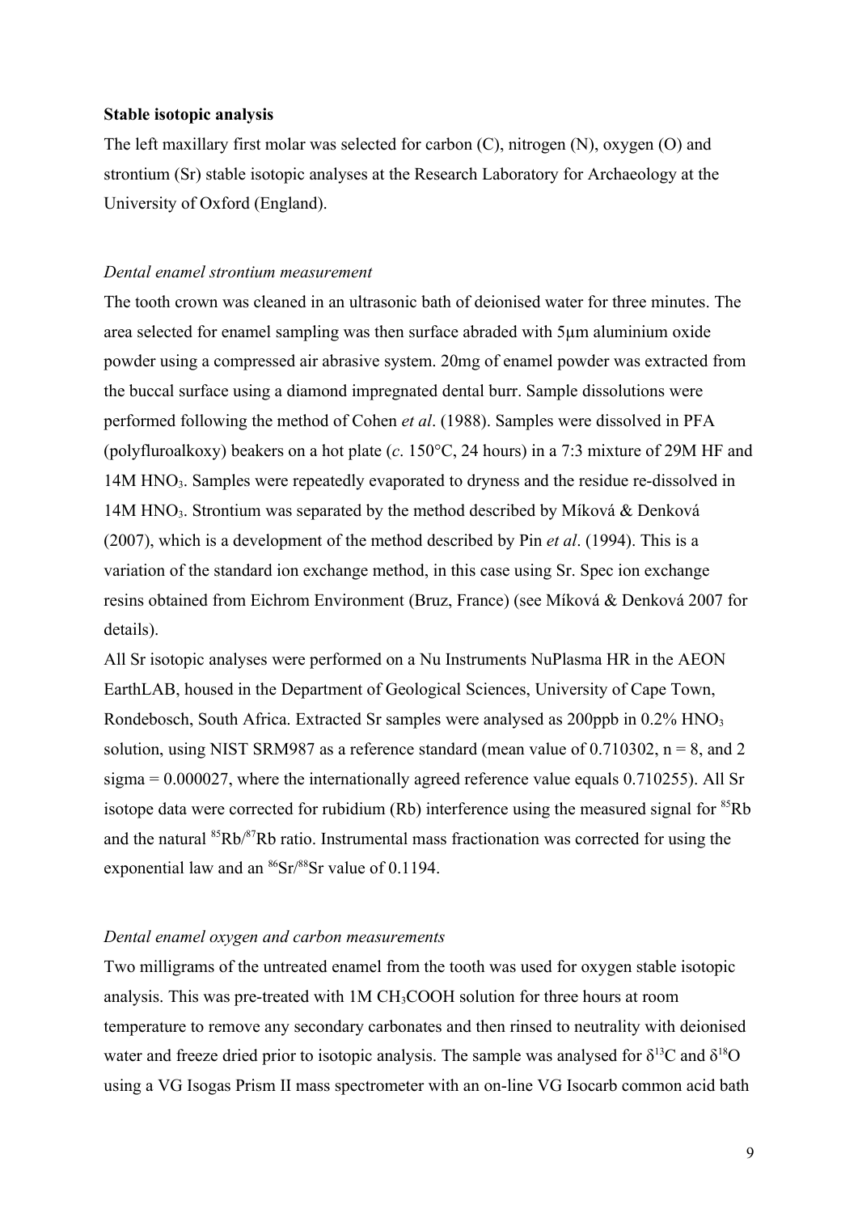**Stable isotopic analysis**

The left maxillary first molar was selected for carbon (C), nitrogen (N), oxygen (O) and strontium (Sr) stable isotopic analyses at the Research Laboratory for Archaeology at the University of Oxford (England).

*Dental enamel strontium measurement*

The tooth crown was cleaned in an ultrasonic bath of deionised water for three minutes. The area selected for enamel sampling was then surface abraded with 5µm aluminium oxide powder using a compressed air abrasive system. 20mg of enamel powder was extracted from the buccal surface using a diamond impregnated dental burr. Sample dissolutions were performed following the method of Cohen *et al*. (1988). Samples were dissolved in PFA (polyfluroalkoxy) beakers on a hot plate (*c*. 150°C, 24 hours) in a 7:3 mixture of 29M HF and 14M $HNO_3$. Samples were repeatedly evaporated to dryness and the residue re-dissolved in 14M $HNO_3$. Strontium was separated by the method described by Míková & Denková (2007), which is a development of the method described by Pin *et al*. (1994). This is a variation of the standard ion exchange method, in this case using Sr. Spec ion exchange resins obtained from Eichrom Environment (Bruz, France) (see Míková & Denková 2007 for details).

All Sr isotopic analyses were performed on a Nu Instruments NuPlasma HR in the AEON EarthLAB, housed in the Department of Geological Sciences, University of Cape Town, Rondebosch, South Africa. Extracted Sr samples were analysed as 200ppb in 0.2% $HNO_3$ solution, using NIST SRM987 as a reference standard (mean value of 0.710302, n = 8, and 2 sigma = 0.000027, where the internationally agreed reference value equals 0.710255). All Sr isotope data were corrected for rubidium (Rb) interference using the measured signal for $^{85}$Rb and the natural $^{85}$Rb/$^{87}$Rb ratio. Instrumental mass fractionation was corrected for using the exponential law and an $^{86}$Sr/$^{88}$Sr value of 0.1194.

*Dental enamel oxygen and carbon measurements*

Two milligrams of the untreated enamel from the tooth was used for oxygen stable isotopic analysis. This was pre-treated with 1M $CH_3COOH$ solution for three hours at room temperature to remove any secondary carbonates and then rinsed to neutrality with deionised water and freeze dried prior to isotopic analysis. The sample was analysed for $\delta^{13}$C and $\delta^{18}$O using a VG Isogas Prism II mass spectrometer with an on-line VG Isocarb common acid bath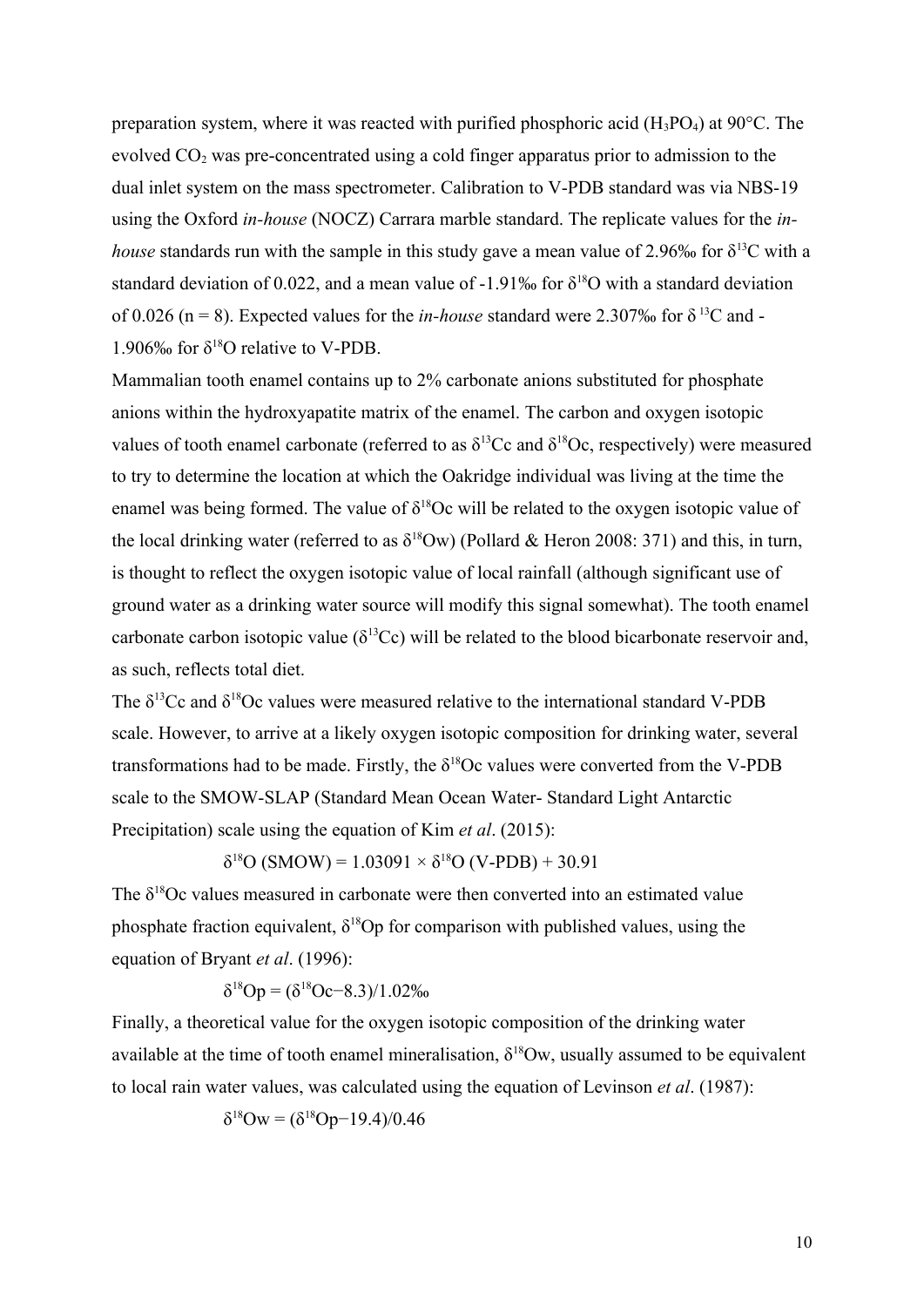preparation system, where it was reacted with purified phosphoric acid ($H_3PO_4$) at 90°C. The evolved $CO_2$ was pre-concentrated using a cold finger apparatus prior to admission to the dual inlet system on the mass spectrometer. Calibration to V-PDB standard was via NBS-19 using the Oxford *in-house* (NOCZ) Carrara marble standard. The replicate values for the *in-house* standards run with the sample in this study gave a mean value of 2.96‰ for $\delta^{13}C$ with a standard deviation of 0.022, and a mean value of -1.91‰ for $\delta^{18}O$ with a standard deviation of 0.026 (n = 8). Expected values for the *in-house* standard were 2.307‰ for $\delta^{13}C$ and -1.906‰ for $\delta^{18}O$ relative to V-PDB.

Mammalian tooth enamel contains up to 2% carbonate anions substituted for phosphate anions within the hydroxyapatite matrix of the enamel. The carbon and oxygen isotopic values of tooth enamel carbonate (referred to as $\delta^{13}Cc$ and $\delta^{18}Oc$, respectively) were measured to try to determine the location at which the Oakridge individual was living at the time the enamel was being formed. The value of $\delta^{18}Oc$ will be related to the oxygen isotopic value of the local drinking water (referred to as $\delta^{18}Ow$) (Pollard & Heron 2008: 371) and this, in turn, is thought to reflect the oxygen isotopic value of local rainfall (although significant use of ground water as a drinking water source will modify this signal somewhat). The tooth enamel carbonate carbon isotopic value ($\delta^{13}Cc$) will be related to the blood bicarbonate reservoir and, as such, reflects total diet.

The $\delta^{13}Cc$ and $\delta^{18}Oc$ values were measured relative to the international standard V-PDB scale. However, to arrive at a likely oxygen isotopic composition for drinking water, several transformations had to be made. Firstly, the $\delta^{18}Oc$ values were converted from the V-PDB scale to the SMOW-SLAP (Standard Mean Ocean Water- Standard Light Antarctic Precipitation) scale using the equation of Kim *et al*. (2015):

$$\delta^{18}O\ (SMOW) = 1.03091 \times \delta^{18}O\ (V\text{-}PDB) + 30.91$$

The $\delta^{18}Oc$ values measured in carbonate were then converted into an estimated value phosphate fraction equivalent, $\delta^{18}Op$ for comparison with published values, using the equation of Bryant *et al*. (1996):

$$\delta^{18}Op = (\delta^{18}Oc - 8.3)/1.02‰$$

Finally, a theoretical value for the oxygen isotopic composition of the drinking water available at the time of tooth enamel mineralisation, $\delta^{18}Ow$, usually assumed to be equivalent to local rain water values, was calculated using the equation of Levinson *et al*. (1987):

$$\delta^{18}Ow = (\delta^{18}Op - 19.4)/0.46$$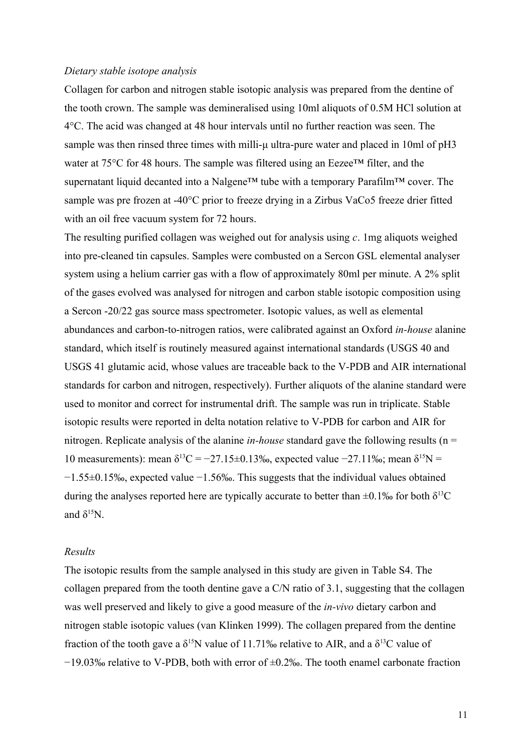*Dietary stable isotope analysis*

Collagen for carbon and nitrogen stable isotopic analysis was prepared from the dentine of the tooth crown. The sample was demineralised using 10ml aliquots of 0.5M HCl solution at 4°C. The acid was changed at 48 hour intervals until no further reaction was seen. The sample was then rinsed three times with milli-µ ultra-pure water and placed in 10ml of pH3 water at 75°C for 48 hours. The sample was filtered using an Eezee™ filter, and the supernatant liquid decanted into a Nalgene™ tube with a temporary Parafilm™ cover. The sample was pre frozen at -40°C prior to freeze drying in a Zirbus VaCo5 freeze drier fitted with an oil free vacuum system for 72 hours.

The resulting purified collagen was weighed out for analysis using *c*. 1mg aliquots weighed into pre-cleaned tin capsules. Samples were combusted on a Sercon GSL elemental analyser system using a helium carrier gas with a flow of approximately 80ml per minute. A 2% split of the gases evolved was analysed for nitrogen and carbon stable isotopic composition using a Sercon -20/22 gas source mass spectrometer. Isotopic values, as well as elemental abundances and carbon-to-nitrogen ratios, were calibrated against an Oxford *in-house* alanine standard, which itself is routinely measured against international standards (USGS 40 and USGS 41 glutamic acid, whose values are traceable back to the V-PDB and AIR international standards for carbon and nitrogen, respectively). Further aliquots of the alanine standard were used to monitor and correct for instrumental drift. The sample was run in triplicate. Stable isotopic results were reported in delta notation relative to V-PDB for carbon and AIR for nitrogen. Replicate analysis of the alanine *in-house* standard gave the following results ($n = 10$ measurements): mean $\delta^{13}C = -27.15 \pm 0.13$‰, expected value −27.11‰; mean $\delta^{15}N = -1.55 \pm 0.15$‰, expected value −1.56‰. This suggests that the individual values obtained during the analyses reported here are typically accurate to better than ±0.1‰ for both $\delta^{13}C$ and $\delta^{15}N$.

*Results*

The isotopic results from the sample analysed in this study are given in Table S4. The collagen prepared from the tooth dentine gave a C/N ratio of 3.1, suggesting that the collagen was well preserved and likely to give a good measure of the *in-vivo* dietary carbon and nitrogen stable isotopic values (van Klinken 1999). The collagen prepared from the dentine fraction of the tooth gave a $\delta^{15}N$ value of 11.71‰ relative to AIR, and a $\delta^{13}C$ value of −19.03‰ relative to V-PDB, both with error of ±0.2‰. The tooth enamel carbonate fraction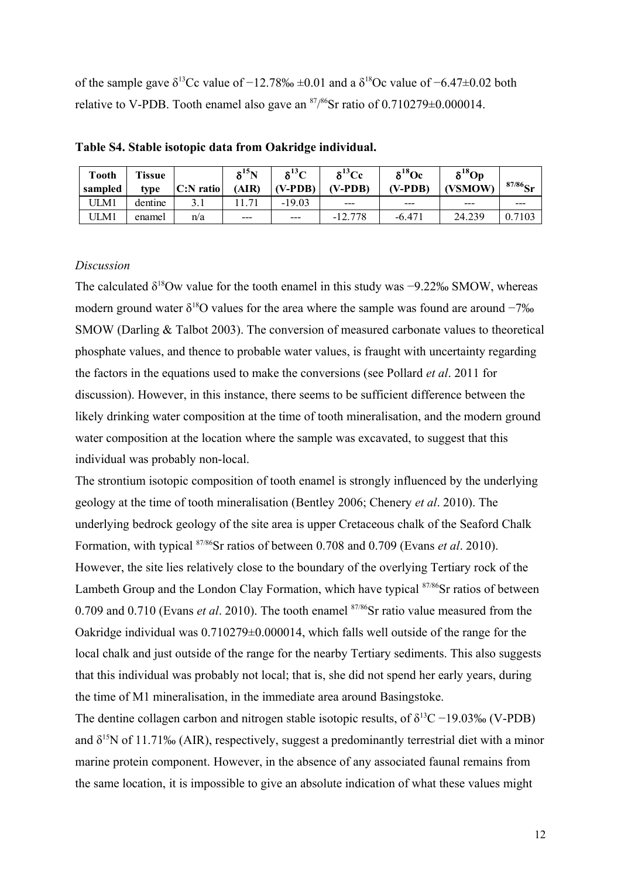of the sample gave $\delta^{13}$Cc value of −12.78‰ ±0.01 and a $\delta^{18}$Oc value of −6.47±0.02 both relative to V-PDB. Tooth enamel also gave an $^{87/86}$Sr ratio of 0.710279±0.000014.

**Table S4. Stable isotopic data from Oakridge individual.**

| Tooth sampled | Tissue type | C:N ratio | $\delta^{15}$N (AIR) | $\delta^{13}$C (V-PDB) | $\delta^{13}$Cc (V-PDB) | $\delta^{18}$Oc (V-PDB) | $\delta^{18}$Op (VSMOW) | $^{87/86}$Sr |
|---|---|---|---|---|---|---|---|---|
| ULM1 | dentine | 3.1 | 11.71 | -19.03 | --- | --- | --- | --- |
| ULM1 | enamel | n/a | --- | --- | -12.778 | -6.471 | 24.239 | 0.7103 |

*Discussion*

The calculated $\delta^{18}$Ow value for the tooth enamel in this study was −9.22‰ SMOW, whereas modern ground water $\delta^{18}$O values for the area where the sample was found are around −7‰ SMOW (Darling & Talbot 2003). The conversion of measured carbonate values to theoretical phosphate values, and thence to probable water values, is fraught with uncertainty regarding the factors in the equations used to make the conversions (see Pollard *et al*. 2011 for discussion). However, in this instance, there seems to be sufficient difference between the likely drinking water composition at the time of tooth mineralisation, and the modern ground water composition at the location where the sample was excavated, to suggest that this individual was probably non-local.

The strontium isotopic composition of tooth enamel is strongly influenced by the underlying geology at the time of tooth mineralisation (Bentley 2006; Chenery *et al*. 2010). The underlying bedrock geology of the site area is upper Cretaceous chalk of the Seaford Chalk Formation, with typical $^{87/86}$Sr ratios of between 0.708 and 0.709 (Evans *et al*. 2010). However, the site lies relatively close to the boundary of the overlying Tertiary rock of the Lambeth Group and the London Clay Formation, which have typical $^{87/86}$Sr ratios of between 0.709 and 0.710 (Evans *et al*. 2010). The tooth enamel $^{87/86}$Sr ratio value measured from the Oakridge individual was 0.710279±0.000014, which falls well outside of the range for the local chalk and just outside of the range for the nearby Tertiary sediments. This also suggests that this individual was probably not local; that is, she did not spend her early years, during the time of M1 mineralisation, in the immediate area around Basingstoke.

The dentine collagen carbon and nitrogen stable isotopic results, of $\delta^{13}$C −19.03‰ (V-PDB) and $\delta^{15}$N of 11.71‰ (AIR), respectively, suggest a predominantly terrestrial diet with a minor marine protein component. However, in the absence of any associated faunal remains from the same location, it is impossible to give an absolute indication of what these values might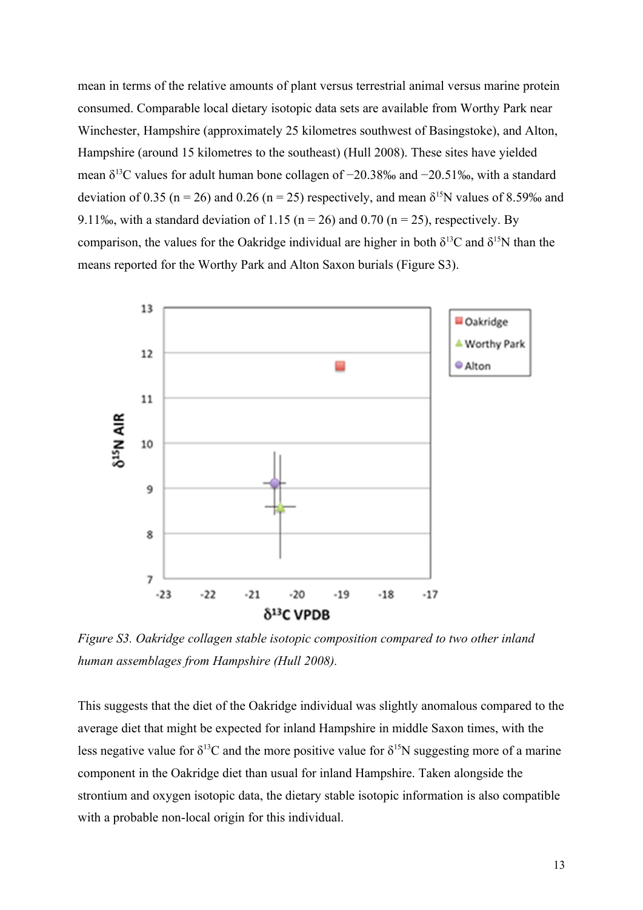mean in terms of the relative amounts of plant versus terrestrial animal versus marine protein consumed. Comparable local dietary isotopic data sets are available from Worthy Park near Winchester, Hampshire (approximately 25 kilometres southwest of Basingstoke), and Alton, Hampshire (around 15 kilometres to the southeast) (Hull 2008). These sites have yielded mean $\delta^{13}$C values for adult human bone collagen of −20.38‰ and −20.51‰, with a standard deviation of 0.35 (n = 26) and 0.26 (n = 25) respectively, and mean $\delta^{15}$N values of 8.59‰ and 9.11‰, with a standard deviation of 1.15 (n = 26) and 0.70 (n = 25), respectively. By comparison, the values for the Oakridge individual are higher in both $\delta^{13}$C and $\delta^{15}$N than the means reported for the Worthy Park and Alton Saxon burials (Figure S3).

*Figure S3. Oakridge collagen stable isotopic composition compared to two other inland human assemblages from Hampshire (Hull 2008).*

This suggests that the diet of the Oakridge individual was slightly anomalous compared to the average diet that might be expected for inland Hampshire in middle Saxon times, with the less negative value for $\delta^{13}$C and the more positive value for $\delta^{15}$N suggesting more of a marine component in the Oakridge diet than usual for inland Hampshire. Taken alongside the strontium and oxygen isotopic data, the dietary stable isotopic information is also compatible with a probable non-local origin for this individual.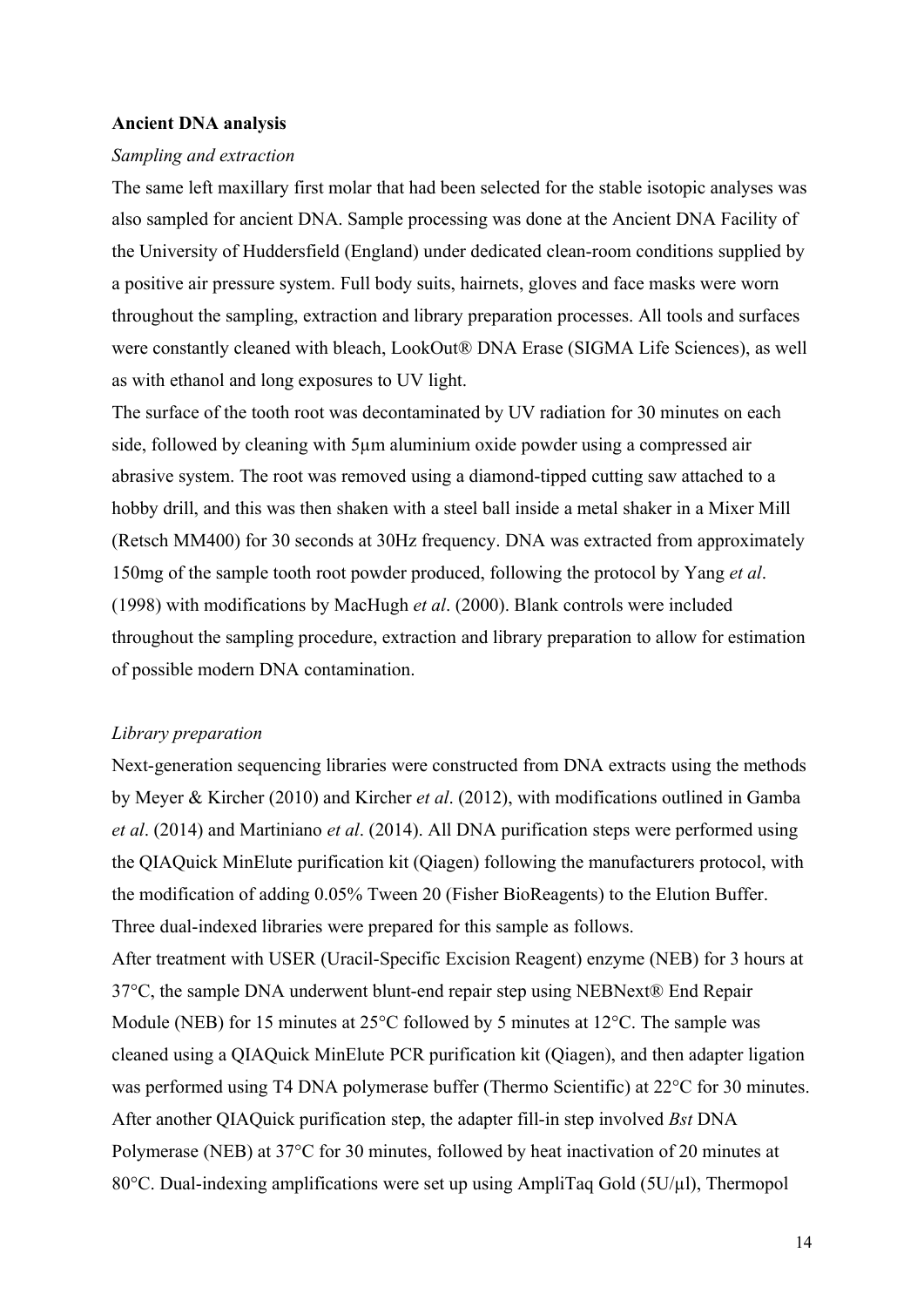**Ancient DNA analysis**

*Sampling and extraction*

The same left maxillary first molar that had been selected for the stable isotopic analyses was also sampled for ancient DNA. Sample processing was done at the Ancient DNA Facility of the University of Huddersfield (England) under dedicated clean-room conditions supplied by a positive air pressure system. Full body suits, hairnets, gloves and face masks were worn throughout the sampling, extraction and library preparation processes. All tools and surfaces were constantly cleaned with bleach, LookOut® DNA Erase (SIGMA Life Sciences), as well as with ethanol and long exposures to UV light.

The surface of the tooth root was decontaminated by UV radiation for 30 minutes on each side, followed by cleaning with 5μm aluminium oxide powder using a compressed air abrasive system. The root was removed using a diamond-tipped cutting saw attached to a hobby drill, and this was then shaken with a steel ball inside a metal shaker in a Mixer Mill (Retsch MM400) for 30 seconds at 30Hz frequency. DNA was extracted from approximately 150mg of the sample tooth root powder produced, following the protocol by Yang *et al*. (1998) with modifications by MacHugh *et al*. (2000). Blank controls were included throughout the sampling procedure, extraction and library preparation to allow for estimation of possible modern DNA contamination.

*Library preparation*

Next-generation sequencing libraries were constructed from DNA extracts using the methods by Meyer & Kircher (2010) and Kircher *et al*. (2012), with modifications outlined in Gamba *et al*. (2014) and Martiniano *et al*. (2014). All DNA purification steps were performed using the QIAQuick MinElute purification kit (Qiagen) following the manufacturers protocol, with the modification of adding 0.05% Tween 20 (Fisher BioReagents) to the Elution Buffer. Three dual-indexed libraries were prepared for this sample as follows.

After treatment with USER (Uracil-Specific Excision Reagent) enzyme (NEB) for 3 hours at 37°C, the sample DNA underwent blunt-end repair step using NEBNext® End Repair Module (NEB) for 15 minutes at 25°C followed by 5 minutes at 12°C. The sample was cleaned using a QIAQuick MinElute PCR purification kit (Qiagen), and then adapter ligation was performed using T4 DNA polymerase buffer (Thermo Scientific) at 22°C for 30 minutes. After another QIAQuick purification step, the adapter fill-in step involved *Bst* DNA Polymerase (NEB) at 37°C for 30 minutes, followed by heat inactivation of 20 minutes at 80°C. Dual-indexing amplifications were set up using AmpliTaq Gold (5U/μl), Thermopol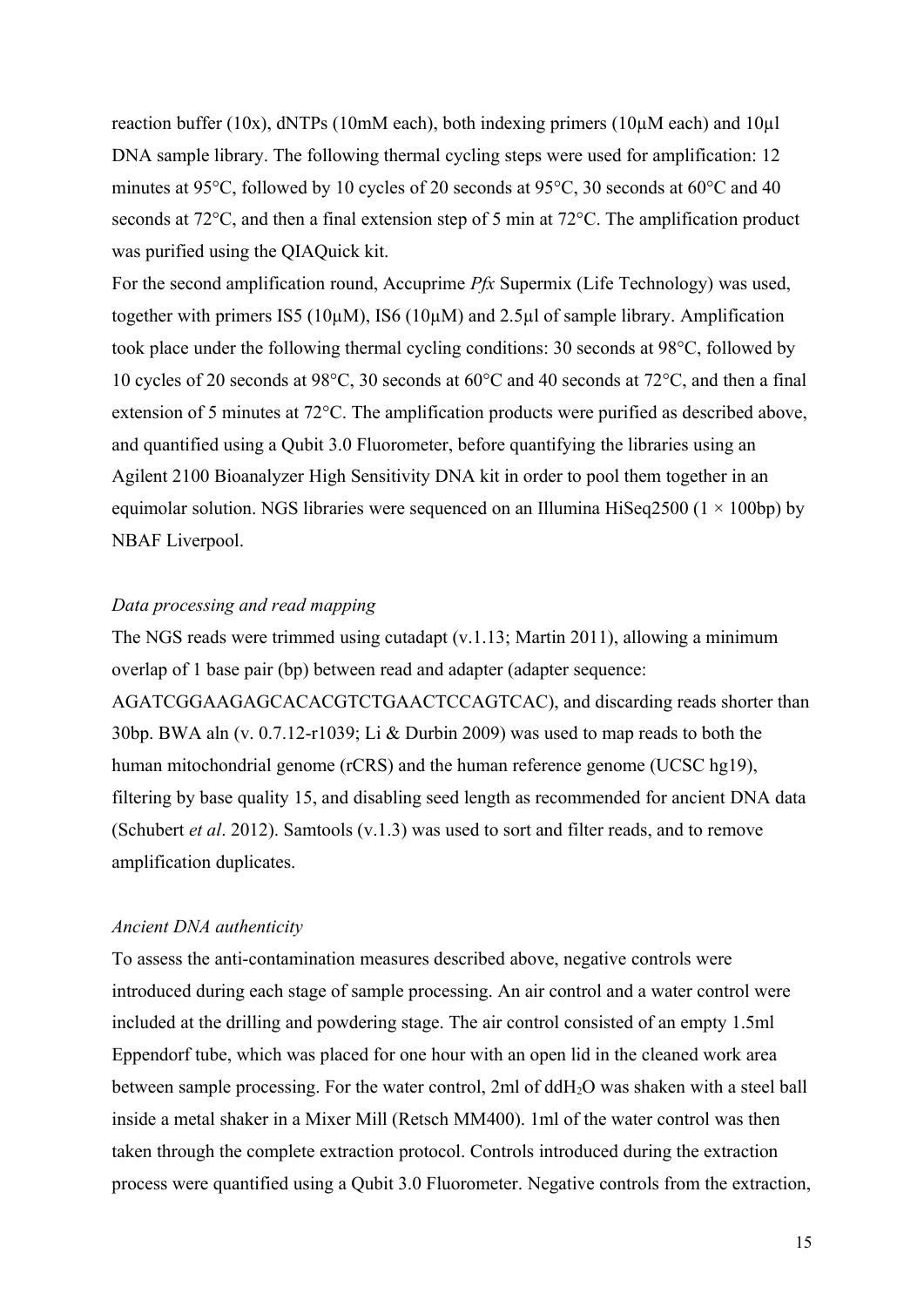reaction buffer (10x), dNTPs (10mM each), both indexing primers (10µM each) and 10µl DNA sample library. The following thermal cycling steps were used for amplification: 12 minutes at 95°C, followed by 10 cycles of 20 seconds at 95°C, 30 seconds at 60°C and 40 seconds at 72°C, and then a final extension step of 5 min at 72°C. The amplification product was purified using the QIAQuick kit.

For the second amplification round, Accuprime *Pfx* Supermix (Life Technology) was used, together with primers IS5 (10µM), IS6 (10µM) and 2.5µl of sample library. Amplification took place under the following thermal cycling conditions: 30 seconds at 98°C, followed by 10 cycles of 20 seconds at 98°C, 30 seconds at 60°C and 40 seconds at 72°C, and then a final extension of 5 minutes at 72°C. The amplification products were purified as described above, and quantified using a Qubit 3.0 Fluorometer, before quantifying the libraries using an Agilent 2100 Bioanalyzer High Sensitivity DNA kit in order to pool them together in an equimolar solution. NGS libraries were sequenced on an Illumina HiSeq2500 (1 × 100bp) by NBAF Liverpool.

*Data processing and read mapping*

The NGS reads were trimmed using cutadapt (v.1.13; Martin 2011), allowing a minimum overlap of 1 base pair (bp) between read and adapter (adapter sequence: AGATCGGAAGAGCACACGTCTGAACTCCAGTCAC), and discarding reads shorter than 30bp. BWA aln (v. 0.7.12-r1039; Li & Durbin 2009) was used to map reads to both the human mitochondrial genome (rCRS) and the human reference genome (UCSC hg19), filtering by base quality 15, and disabling seed length as recommended for ancient DNA data (Schubert *et al*. 2012). Samtools (v.1.3) was used to sort and filter reads, and to remove amplification duplicates.

*Ancient DNA authenticity*

To assess the anti-contamination measures described above, negative controls were introduced during each stage of sample processing. An air control and a water control were included at the drilling and powdering stage. The air control consisted of an empty 1.5ml Eppendorf tube, which was placed for one hour with an open lid in the cleaned work area between sample processing. For the water control, 2ml of $ddH_2O$ was shaken with a steel ball inside a metal shaker in a Mixer Mill (Retsch MM400). 1ml of the water control was then taken through the complete extraction protocol. Controls introduced during the extraction process were quantified using a Qubit 3.0 Fluorometer. Negative controls from the extraction,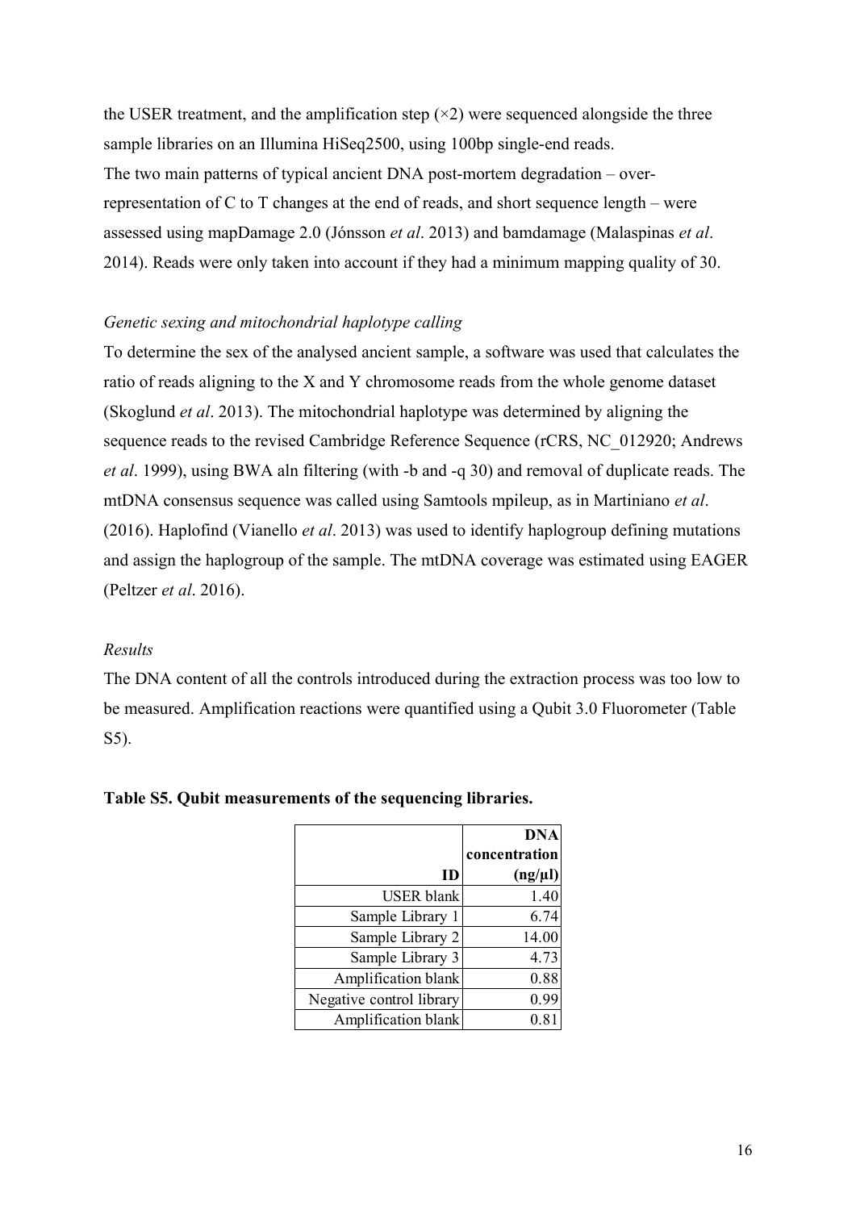the USER treatment, and the amplification step (×2) were sequenced alongside the three sample libraries on an Illumina HiSeq2500, using 100bp single-end reads.
The two main patterns of typical ancient DNA post-mortem degradation – over-representation of C to T changes at the end of reads, and short sequence length – were assessed using mapDamage 2.0 (Jónsson *et al*. 2013) and bamdamage (Malaspinas *et al*. 2014). Reads were only taken into account if they had a minimum mapping quality of 30.

*Genetic sexing and mitochondrial haplotype calling*

To determine the sex of the analysed ancient sample, a software was used that calculates the ratio of reads aligning to the X and Y chromosome reads from the whole genome dataset (Skoglund *et al*. 2013). The mitochondrial haplotype was determined by aligning the sequence reads to the revised Cambridge Reference Sequence (rCRS, NC_012920; Andrews *et al*. 1999), using BWA aln filtering (with -b and -q 30) and removal of duplicate reads. The mtDNA consensus sequence was called using Samtools mpileup, as in Martiniano *et al*. (2016). Haplofind (Vianello *et al*. 2013) was used to identify haplogroup defining mutations and assign the haplogroup of the sample. The mtDNA coverage was estimated using EAGER (Peltzer *et al*. 2016).

*Results*

The DNA content of all the controls introduced during the extraction process was too low to be measured. Amplification reactions were quantified using a Qubit 3.0 Fluorometer (Table S5).

**Table S5. Qubit measurements of the sequencing libraries.**

| ID | DNA concentration (ng/µl) |
|---|---|
| USER blank | 1.40 |
| Sample Library 1 | 6.74 |
| Sample Library 2 | 14.00 |
| Sample Library 3 | 4.73 |
| Amplification blank | 0.88 |
| Negative control library | 0.99 |
| Amplification blank | 0.81 |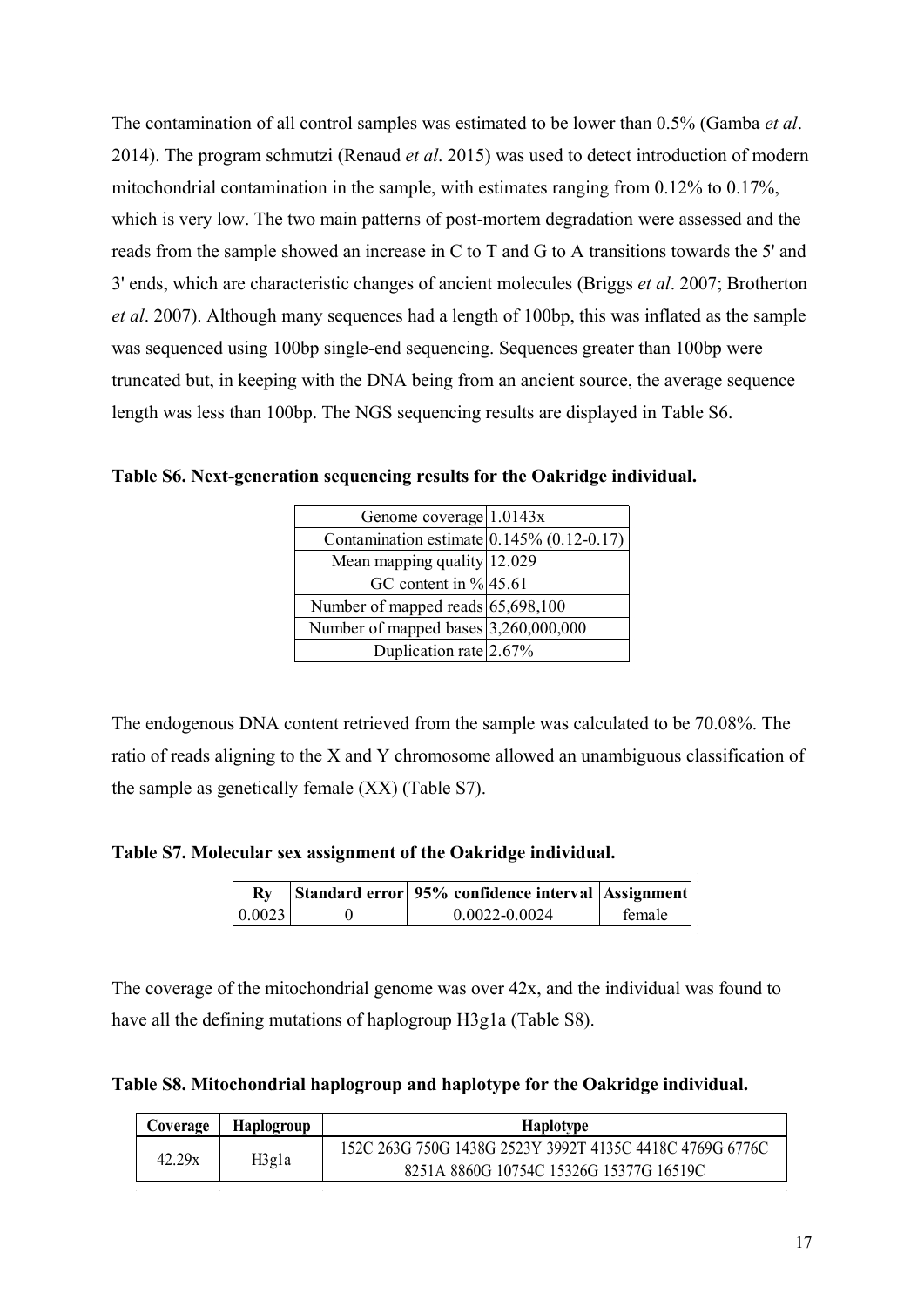The contamination of all control samples was estimated to be lower than 0.5% (Gamba *et al*. 2014). The program schmutzi (Renaud *et al*. 2015) was used to detect introduction of modern mitochondrial contamination in the sample, with estimates ranging from 0.12% to 0.17%, which is very low. The two main patterns of post-mortem degradation were assessed and the reads from the sample showed an increase in C to T and G to A transitions towards the 5' and 3' ends, which are characteristic changes of ancient molecules (Briggs *et al*. 2007; Brotherton *et al*. 2007). Although many sequences had a length of 100bp, this was inflated as the sample was sequenced using 100bp single-end sequencing. Sequences greater than 100bp were truncated but, in keeping with the DNA being from an ancient source, the average sequence length was less than 100bp. The NGS sequencing results are displayed in Table S6.

**Table S6. Next-generation sequencing results for the Oakridge individual.**

| | |
|---|---|
| Genome coverage | 1.0143x |
| Contamination estimate | 0.145% (0.12-0.17) |
| Mean mapping quality | 12.029 |
| GC content in % | 45.61 |
| Number of mapped reads | 65,698,100 |
| Number of mapped bases | 3,260,000,000 |
| Duplication rate | 2.67% |

The endogenous DNA content retrieved from the sample was calculated to be 70.08%. The ratio of reads aligning to the X and Y chromosome allowed an unambiguous classification of the sample as genetically female (XX) (Table S7).

**Table S7. Molecular sex assignment of the Oakridge individual.**

| Ry | Standard error | 95% confidence interval | Assignment |
|---|---|---|---|
| 0.0023 | 0 | 0.0022-0.0024 | female |

The coverage of the mitochondrial genome was over 42x, and the individual was found to have all the defining mutations of haplogroup H3g1a (Table S8).

**Table S8. Mitochondrial haplogroup and haplotype for the Oakridge individual.**

| Coverage | Haplogroup | Haplotype |
|---|---|---|
| 42.29x | H3g1a | 152C 263G 750G 1438G 2523Y 3992T 4135C 4418C 4769G 6776C 8251A 8860G 10754C 15326G 15377G 16519C |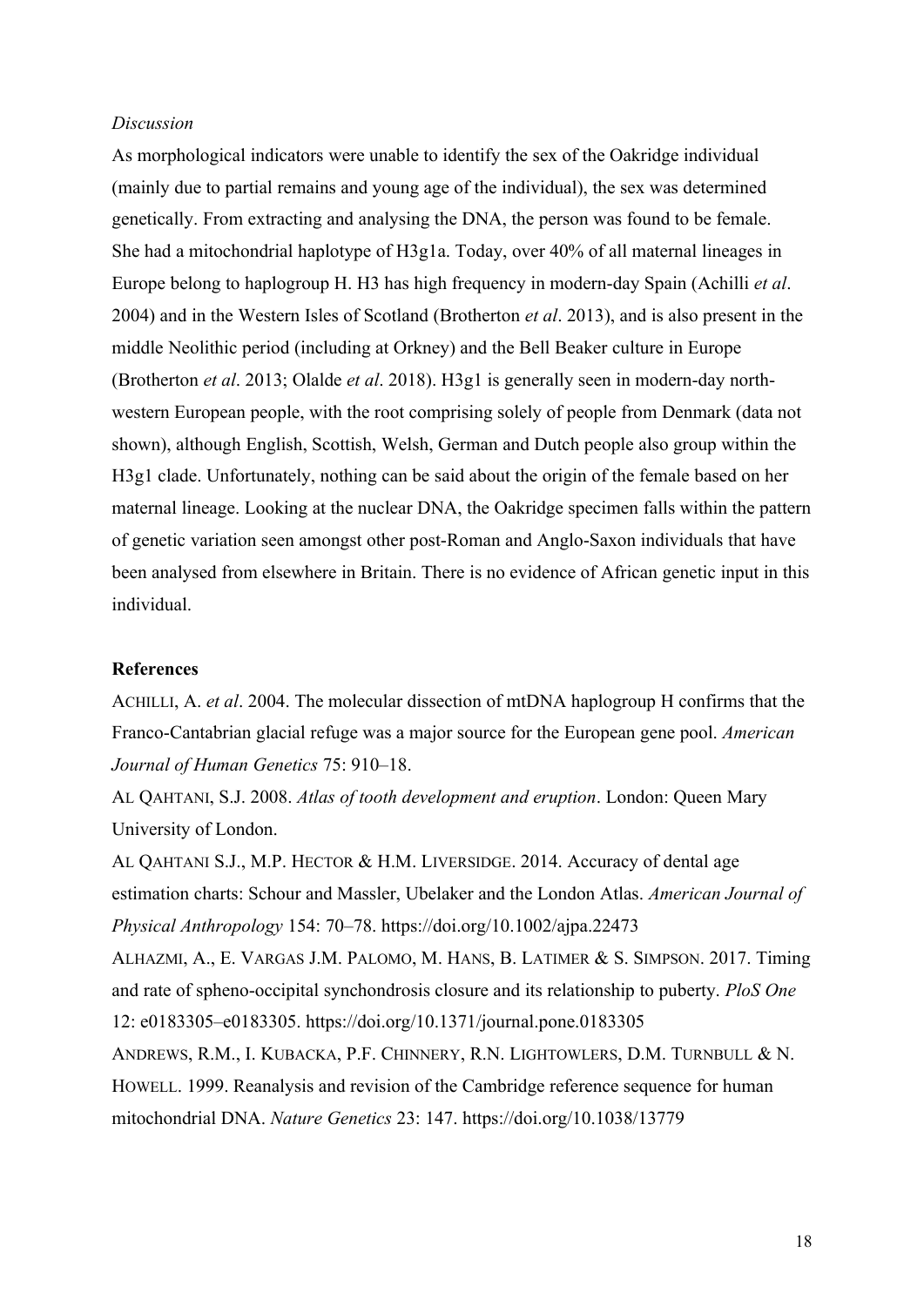*Discussion*

As morphological indicators were unable to identify the sex of the Oakridge individual (mainly due to partial remains and young age of the individual), the sex was determined genetically. From extracting and analysing the DNA, the person was found to be female. She had a mitochondrial haplotype of H3g1a. Today, over 40% of all maternal lineages in Europe belong to haplogroup H. H3 has high frequency in modern-day Spain (Achilli *et al*. 2004) and in the Western Isles of Scotland (Brotherton *et al*. 2013), and is also present in the middle Neolithic period (including at Orkney) and the Bell Beaker culture in Europe (Brotherton *et al*. 2013; Olalde *et al*. 2018). H3g1 is generally seen in modern-day north-western European people, with the root comprising solely of people from Denmark (data not shown), although English, Scottish, Welsh, German and Dutch people also group within the H3g1 clade. Unfortunately, nothing can be said about the origin of the female based on her maternal lineage. Looking at the nuclear DNA, the Oakridge specimen falls within the pattern of genetic variation seen amongst other post-Roman and Anglo-Saxon individuals that have been analysed from elsewhere in Britain. There is no evidence of African genetic input in this individual.

**References**

ACHILLI, A. *et al*. 2004. The molecular dissection of mtDNA haplogroup H confirms that the Franco-Cantabrian glacial refuge was a major source for the European gene pool. *American Journal of Human Genetics* 75: 910–18.

AL QAHTANI, S.J. 2008. *Atlas of tooth development and eruption*. London: Queen Mary University of London.

AL QAHTANI S.J., M.P. HECTOR & H.M. LIVERSIDGE. 2014. Accuracy of dental age estimation charts: Schour and Massler, Ubelaker and the London Atlas. *American Journal of Physical Anthropology* 154: 70–78. https://doi.org/10.1002/ajpa.22473

ALHAZMI, A., E. VARGAS J.M. PALOMO, M. HANS, B. LATIMER & S. SIMPSON. 2017. Timing and rate of spheno-occipital synchondrosis closure and its relationship to puberty. *PloS One* 12: e0183305–e0183305. https://doi.org/10.1371/journal.pone.0183305

ANDREWS, R.M., I. KUBACKA, P.F. CHINNERY, R.N. LIGHTOWLERS, D.M. TURNBULL & N. HOWELL. 1999. Reanalysis and revision of the Cambridge reference sequence for human mitochondrial DNA. *Nature Genetics* 23: 147. https://doi.org/10.1038/13779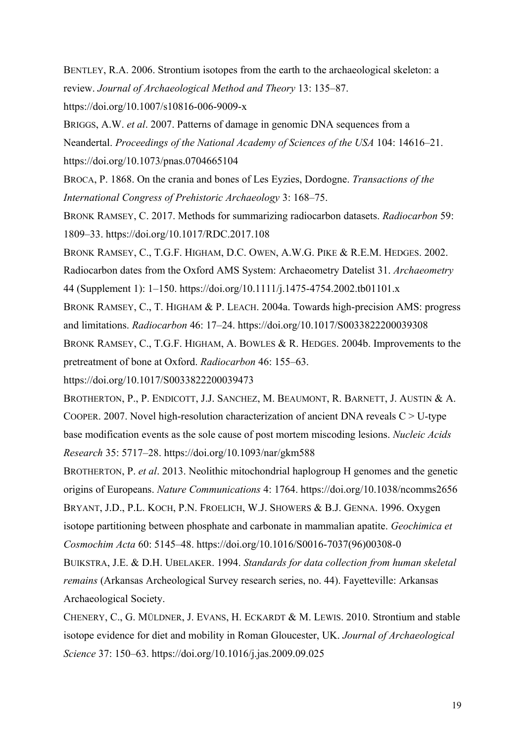BENTLEY, R.A. 2006. Strontium isotopes from the earth to the archaeological skeleton: a review. *Journal of Archaeological Method and Theory* 13: 135–87. https://doi.org/10.1007/s10816-006-9009-x

BRIGGS, A.W. *et al*. 2007. Patterns of damage in genomic DNA sequences from a Neandertal. *Proceedings of the National Academy of Sciences of the USA* 104: 14616–21. https://doi.org/10.1073/pnas.0704665104

BROCA, P. 1868. On the crania and bones of Les Eyzies, Dordogne. *Transactions of the International Congress of Prehistoric Archaeology* 3: 168–75.

BRONK RAMSEY, C. 2017. Methods for summarizing radiocarbon datasets. *Radiocarbon* 59: 1809–33. https://doi.org/10.1017/RDC.2017.108

BRONK RAMSEY, C., T.G.F. HIGHAM, D.C. OWEN, A.W.G. PIKE & R.E.M. HEDGES. 2002. Radiocarbon dates from the Oxford AMS System: Archaeometry Datelist 31. *Archaeometry* 44 (Supplement 1): 1–150. https://doi.org/10.1111/j.1475-4754.2002.tb01101.x

BRONK RAMSEY, C., T. HIGHAM & P. LEACH. 2004a. Towards high-precision AMS: progress and limitations. *Radiocarbon* 46: 17–24. https://doi.org/10.1017/S0033822200039308

BRONK RAMSEY, C., T.G.F. HIGHAM, A. BOWLES & R. HEDGES. 2004b. Improvements to the pretreatment of bone at Oxford. *Radiocarbon* 46: 155–63. https://doi.org/10.1017/S0033822200039473

BROTHERTON, P., P. ENDICOTT, J.J. SANCHEZ, M. BEAUMONT, R. BARNETT, J. AUSTIN & A. COOPER. 2007. Novel high-resolution characterization of ancient DNA reveals C > U-type base modification events as the sole cause of post mortem miscoding lesions. *Nucleic Acids Research* 35: 5717–28. https://doi.org/10.1093/nar/gkm588

BROTHERTON, P. *et al*. 2013. Neolithic mitochondrial haplogroup H genomes and the genetic origins of Europeans. *Nature Communications* 4: 1764. https://doi.org/10.1038/ncomms2656

BRYANT, J.D., P.L. KOCH, P.N. FROELICH, W.J. SHOWERS & B.J. GENNA. 1996. Oxygen isotope partitioning between phosphate and carbonate in mammalian apatite. *Geochimica et Cosmochim Acta* 60: 5145–48. https://doi.org/10.1016/S0016-7037(96)00308-0

BUIKSTRA, J.E. & D.H. UBELAKER. 1994. *Standards for data collection from human skeletal remains* (Arkansas Archeological Survey research series, no. 44). Fayetteville: Arkansas Archaeological Society.

CHENERY, C., G. MÜLDNER, J. EVANS, H. ECKARDT & M. LEWIS. 2010. Strontium and stable isotope evidence for diet and mobility in Roman Gloucester, UK. *Journal of Archaeological Science* 37: 150–63. https://doi.org/10.1016/j.jas.2009.09.025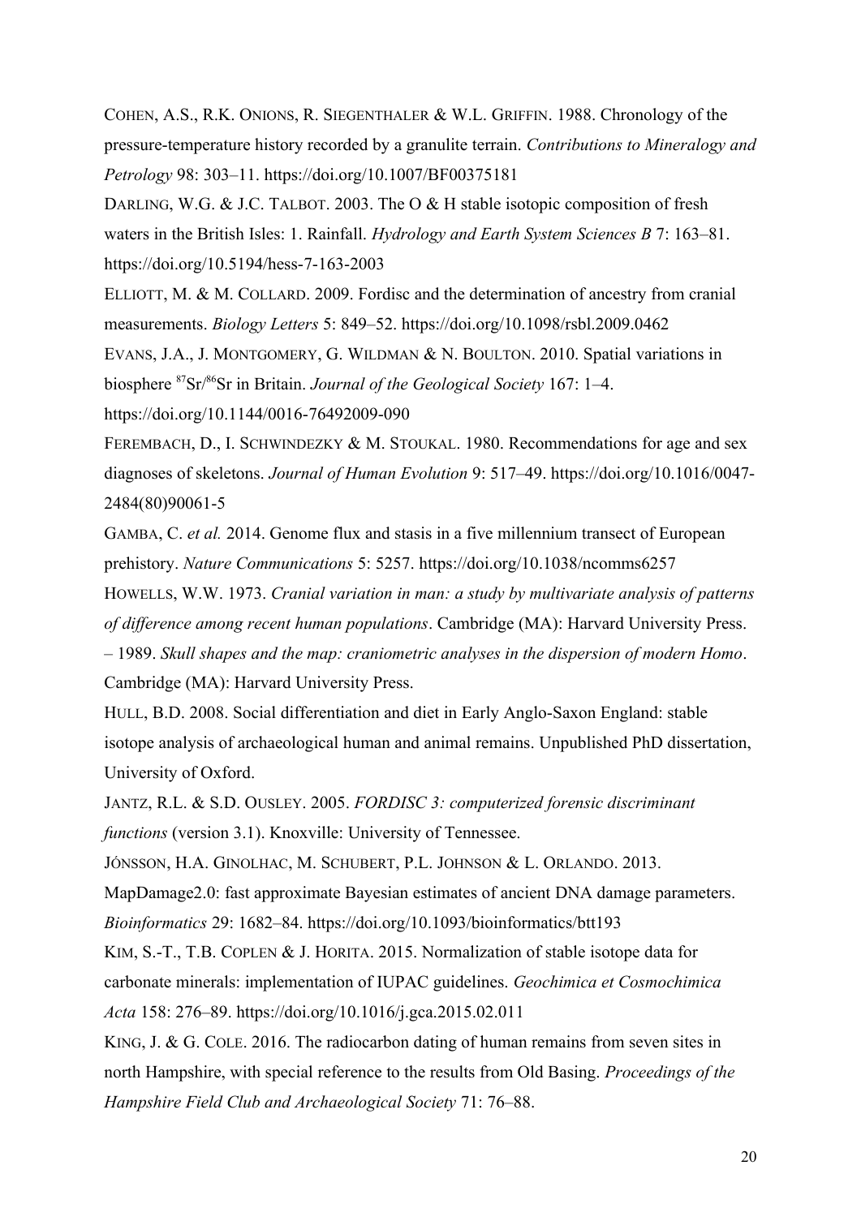COHEN, A.S., R.K. ONIONS, R. SIEGENTHALER & W.L. GRIFFIN. 1988. Chronology of the pressure-temperature history recorded by a granulite terrain. *Contributions to Mineralogy and Petrology* 98: 303–11. https://doi.org/10.1007/BF00375181

DARLING, W.G. & J.C. TALBOT. 2003. The O & H stable isotopic composition of fresh waters in the British Isles: 1. Rainfall. *Hydrology and Earth System Sciences B* 7: 163–81. https://doi.org/10.5194/hess-7-163-2003

ELLIOTT, M. & M. COLLARD. 2009. Fordisc and the determination of ancestry from cranial measurements. *Biology Letters* 5: 849–52. https://doi.org/10.1098/rsbl.2009.0462

EVANS, J.A., J. MONTGOMERY, G. WILDMAN & N. BOULTON. 2010. Spatial variations in biosphere $^{87}Sr/^{86}Sr$ in Britain. *Journal of the Geological Society* 167: 1–4. https://doi.org/10.1144/0016-76492009-090

FEREMBACH, D., I. SCHWINDEZKY & M. STOUKAL. 1980. Recommendations for age and sex diagnoses of skeletons. *Journal of Human Evolution* 9: 517–49. https://doi.org/10.1016/0047-2484(80)90061-5

GAMBA, C. *et al.* 2014. Genome flux and stasis in a five millennium transect of European prehistory. *Nature Communications* 5: 5257. https://doi.org/10.1038/ncomms6257

HOWELLS, W.W. 1973. *Cranial variation in man: a study by multivariate analysis of patterns of difference among recent human populations*. Cambridge (MA): Harvard University Press.

– 1989. *Skull shapes and the map: craniometric analyses in the dispersion of modern Homo*. Cambridge (MA): Harvard University Press.

HULL, B.D. 2008. Social differentiation and diet in Early Anglo-Saxon England: stable isotope analysis of archaeological human and animal remains. Unpublished PhD dissertation, University of Oxford.

JANTZ, R.L. & S.D. OUSLEY. 2005. *FORDISC 3: computerized forensic discriminant functions* (version 3.1). Knoxville: University of Tennessee.

JÓNSSON, H.A. GINOLHAC, M. SCHUBERT, P.L. JOHNSON & L. ORLANDO. 2013. MapDamage2.0: fast approximate Bayesian estimates of ancient DNA damage parameters. *Bioinformatics* 29: 1682–84. https://doi.org/10.1093/bioinformatics/btt193

KIM, S.-T., T.B. COPLEN & J. HORITA. 2015. Normalization of stable isotope data for carbonate minerals: implementation of IUPAC guidelines. *Geochimica et Cosmochimica Acta* 158: 276–89. https://doi.org/10.1016/j.gca.2015.02.011

KING, J. & G. COLE. 2016. The radiocarbon dating of human remains from seven sites in north Hampshire, with special reference to the results from Old Basing. *Proceedings of the Hampshire Field Club and Archaeological Society* 71: 76–88.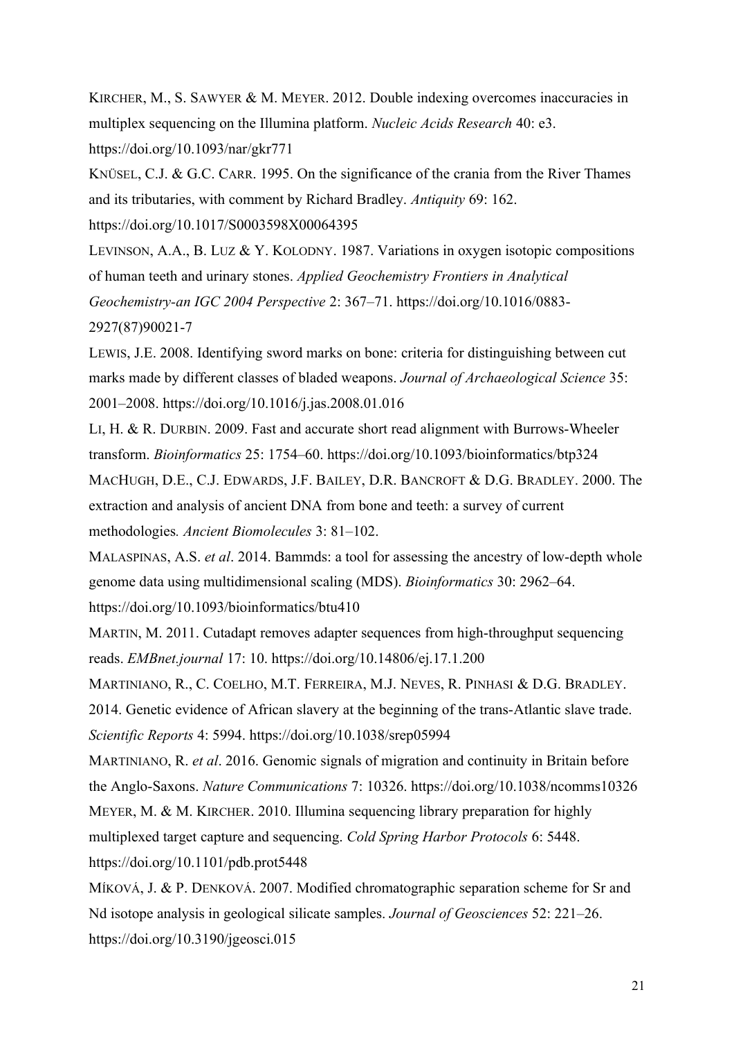KIRCHER, M., S. SAWYER & M. MEYER. 2012. Double indexing overcomes inaccuracies in multiplex sequencing on the Illumina platform. *Nucleic Acids Research* 40: e3. https://doi.org/10.1093/nar/gkr771

KNÜSEL, C.J. & G.C. CARR. 1995. On the significance of the crania from the River Thames and its tributaries, with comment by Richard Bradley. *Antiquity* 69: 162. https://doi.org/10.1017/S0003598X00064395

LEVINSON, A.A., B. LUZ & Y. KOLODNY. 1987. Variations in oxygen isotopic compositions of human teeth and urinary stones. *Applied Geochemistry Frontiers in Analytical Geochemistry-an IGC 2004 Perspective* 2: 367–71. https://doi.org/10.1016/0883-2927(87)90021-7

LEWIS, J.E. 2008. Identifying sword marks on bone: criteria for distinguishing between cut marks made by different classes of bladed weapons. *Journal of Archaeological Science* 35: 2001–2008. https://doi.org/10.1016/j.jas.2008.01.016

LI, H. & R. DURBIN. 2009. Fast and accurate short read alignment with Burrows-Wheeler transform. *Bioinformatics* 25: 1754–60. https://doi.org/10.1093/bioinformatics/btp324

MACHUGH, D.E., C.J. EDWARDS, J.F. BAILEY, D.R. BANCROFT & D.G. BRADLEY. 2000. The extraction and analysis of ancient DNA from bone and teeth: a survey of current methodologies. *Ancient Biomolecules* 3: 81–102.

MALASPINAS, A.S. *et al*. 2014. Bammds: a tool for assessing the ancestry of low-depth whole genome data using multidimensional scaling (MDS). *Bioinformatics* 30: 2962–64. https://doi.org/10.1093/bioinformatics/btu410

MARTIN, M. 2011. Cutadapt removes adapter sequences from high-throughput sequencing reads. *EMBnet.journal* 17: 10. https://doi.org/10.14806/ej.17.1.200

MARTINIANO, R., C. COELHO, M.T. FERREIRA, M.J. NEVES, R. PINHASI & D.G. BRADLEY. 2014. Genetic evidence of African slavery at the beginning of the trans-Atlantic slave trade. *Scientific Reports* 4: 5994. https://doi.org/10.1038/srep05994

MARTINIANO, R. *et al*. 2016. Genomic signals of migration and continuity in Britain before the Anglo-Saxons. *Nature Communications* 7: 10326. https://doi.org/10.1038/ncomms10326

MEYER, M. & M. KIRCHER. 2010. Illumina sequencing library preparation for highly multiplexed target capture and sequencing. *Cold Spring Harbor Protocols* 6: 5448. https://doi.org/10.1101/pdb.prot5448

MÍKOVÁ, J. & P. DENKOVÁ. 2007. Modified chromatographic separation scheme for Sr and Nd isotope analysis in geological silicate samples. *Journal of Geosciences* 52: 221–26. https://doi.org/10.3190/jgeosci.015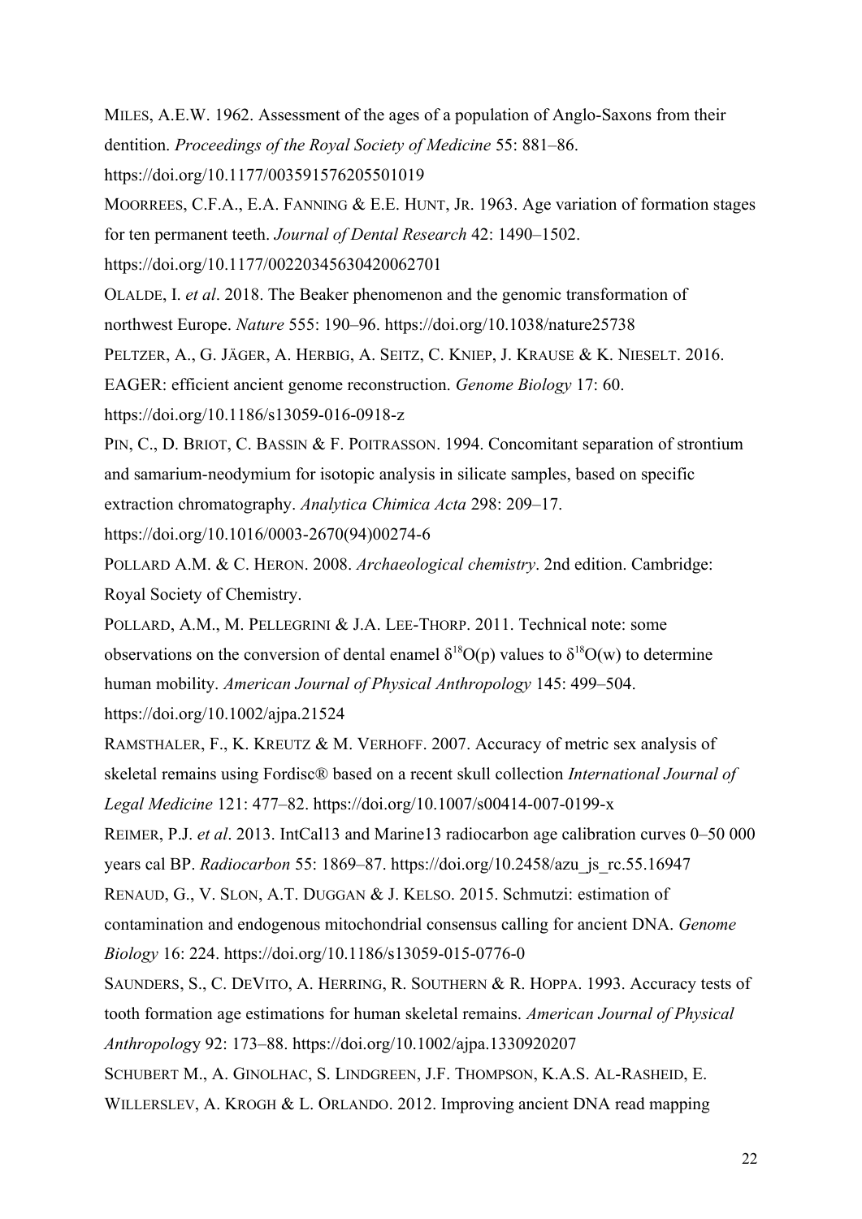MILES, A.E.W. 1962. Assessment of the ages of a population of Anglo-Saxons from their dentition. *Proceedings of the Royal Society of Medicine* 55: 881–86. https://doi.org/10.1177/003591576205501019

MOORREES, C.F.A., E.A. FANNING & E.E. HUNT, JR. 1963. Age variation of formation stages for ten permanent teeth. *Journal of Dental Research* 42: 1490–1502. https://doi.org/10.1177/00220345630420062701

OLALDE, I. *et al*. 2018. The Beaker phenomenon and the genomic transformation of northwest Europe. *Nature* 555: 190–96. https://doi.org/10.1038/nature25738

PELTZER, A., G. JÄGER, A. HERBIG, A. SEITZ, C. KNIEP, J. KRAUSE & K. NIESELT. 2016. EAGER: efficient ancient genome reconstruction. *Genome Biology* 17: 60. https://doi.org/10.1186/s13059-016-0918-z

PIN, C., D. BRIOT, C. BASSIN & F. POITRASSON. 1994. Concomitant separation of strontium and samarium-neodymium for isotopic analysis in silicate samples, based on specific extraction chromatography. *Analytica Chimica Acta* 298: 209–17. https://doi.org/10.1016/0003-2670(94)00274-6

POLLARD A.M. & C. HERON. 2008. *Archaeological chemistry*. 2nd edition. Cambridge: Royal Society of Chemistry.

POLLARD, A.M., M. PELLEGRINI & J.A. LEE-THORP. 2011. Technical note: some observations on the conversion of dental enamel $\delta^{18}O(p)$ values to $\delta^{18}O(w)$ to determine human mobility. *American Journal of Physical Anthropology* 145: 499–504. https://doi.org/10.1002/ajpa.21524

RAMSTHALER, F., K. KREUTZ & M. VERHOFF. 2007. Accuracy of metric sex analysis of skeletal remains using Fordisc® based on a recent skull collection *International Journal of Legal Medicine* 121: 477–82. https://doi.org/10.1007/s00414-007-0199-x

REIMER, P.J. *et al*. 2013. IntCal13 and Marine13 radiocarbon age calibration curves 0–50 000 years cal BP. *Radiocarbon* 55: 1869–87. https://doi.org/10.2458/azu_js_rc.55.16947

RENAUD, G., V. SLON, A.T. DUGGAN & J. KELSO. 2015. Schmutzi: estimation of contamination and endogenous mitochondrial consensus calling for ancient DNA. *Genome Biology* 16: 224. https://doi.org/10.1186/s13059-015-0776-0

SAUNDERS, S., C. DEVITO, A. HERRING, R. SOUTHERN & R. HOPPA. 1993. Accuracy tests of tooth formation age estimations for human skeletal remains. *American Journal of Physical Anthropology* 92: 173–88. https://doi.org/10.1002/ajpa.1330920207

SCHUBERT M., A. GINOLHAC, S. LINDGREEN, J.F. THOMPSON, K.A.S. AL-RASHEID, E. WILLERSLEV, A. KROGH & L. ORLANDO. 2012. Improving ancient DNA read mapping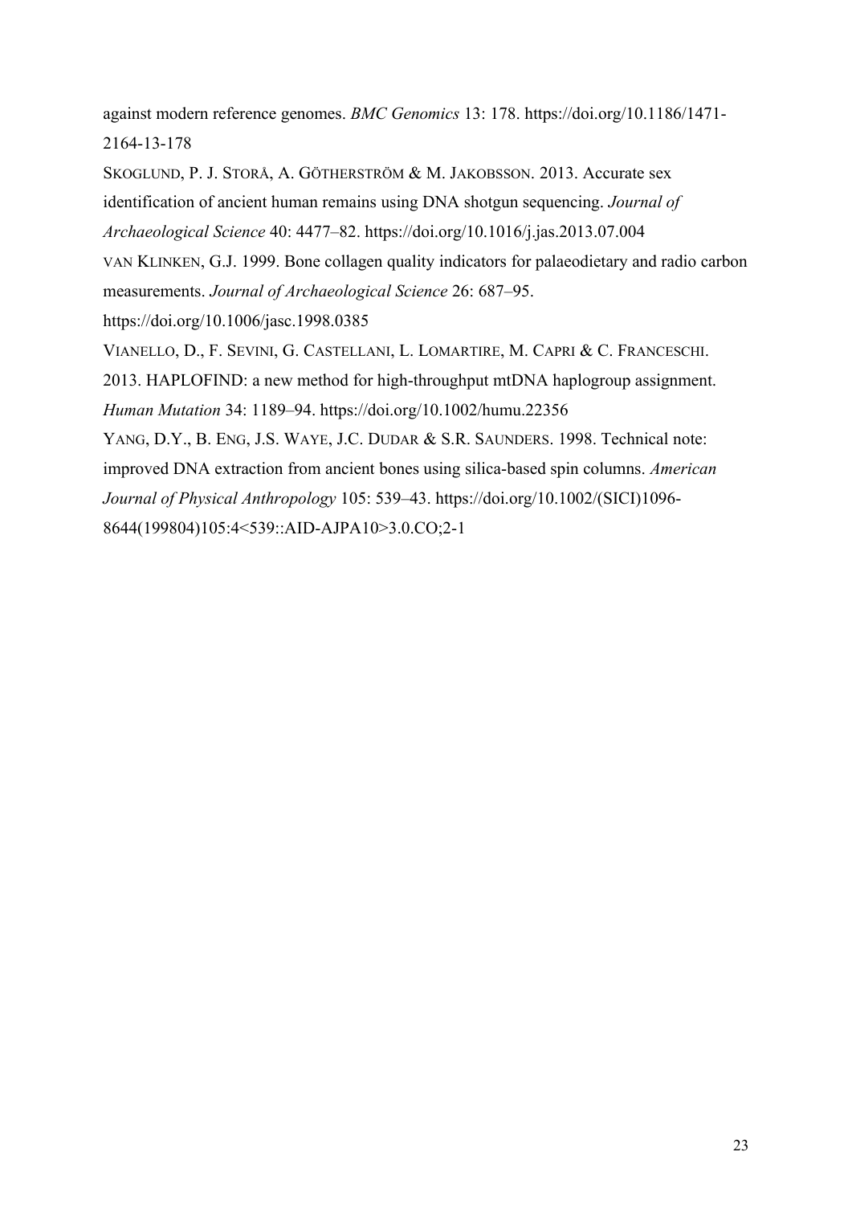against modern reference genomes. *BMC Genomics* 13: 178. https://doi.org/10.1186/1471-2164-13-178

SKOGLUND, P. J. STORÅ, A. GÖTHERSTRÖM & M. JAKOBSSON. 2013. Accurate sex identification of ancient human remains using DNA shotgun sequencing. *Journal of Archaeological Science* 40: 4477–82. https://doi.org/10.1016/j.jas.2013.07.004

VAN KLINKEN, G.J. 1999. Bone collagen quality indicators for palaeodietary and radio carbon measurements. *Journal of Archaeological Science* 26: 687–95. https://doi.org/10.1006/jasc.1998.0385

VIANELLO, D., F. SEVINI, G. CASTELLANI, L. LOMARTIRE, M. CAPRI & C. FRANCESCHI. 2013. HAPLOFIND: a new method for high-throughput mtDNA haplogroup assignment. *Human Mutation* 34: 1189–94. https://doi.org/10.1002/humu.22356

YANG, D.Y., B. ENG, J.S. WAYE, J.C. DUDAR & S.R. SAUNDERS. 1998. Technical note: improved DNA extraction from ancient bones using silica-based spin columns. *American Journal of Physical Anthropology* 105: 539–43. https://doi.org/10.1002/(SICI)1096-8644(199804)105:4<539::AID-AJPA10>3.0.CO;2-1